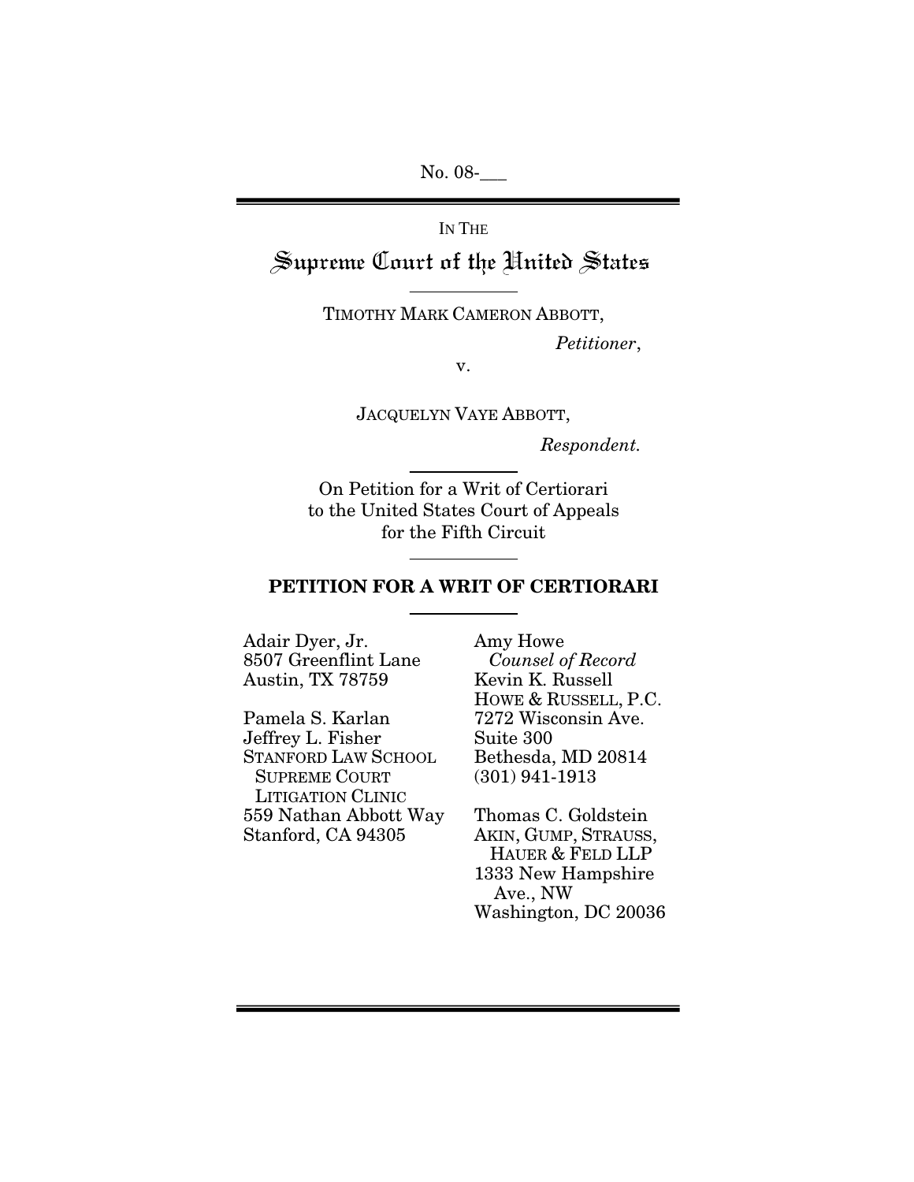No. 08-\_\_\_

IN THE

# Supreme Court of the United States

TIMOTHY MARK CAMERON ABBOTT,

*Petitioner*,

v.

JACQUELYN VAYE ABBOTT,

*Respondent.*

On Petition for a Writ of Certiorari to the United States Court of Appeals for the Fifth Circuit

## PETITION FOR A WRIT OF CERTIORARI

Adair Dyer, Jr.
8507 Greenflint Lane
Austin, TX 78759

Pamela S. Karlan
Jeffrey L. Fisher
STANFORD LAW SCHOOL
SUPREME COURT
LITIGATION CLINIC
559 Nathan Abbott Way
Stanford, CA 94305

Amy Howe
*Counsel of Record*
Kevin K. Russell
HOWE & RUSSELL, P.C.
7272 Wisconsin Ave.
Suite 300
Bethesda, MD 20814
(301) 941-1913

Thomas C. Goldstein
AKIN, GUMP, STRAUSS, HAUER & FELD LLP
1333 New Hampshire Ave., NW
Washington, DC 20036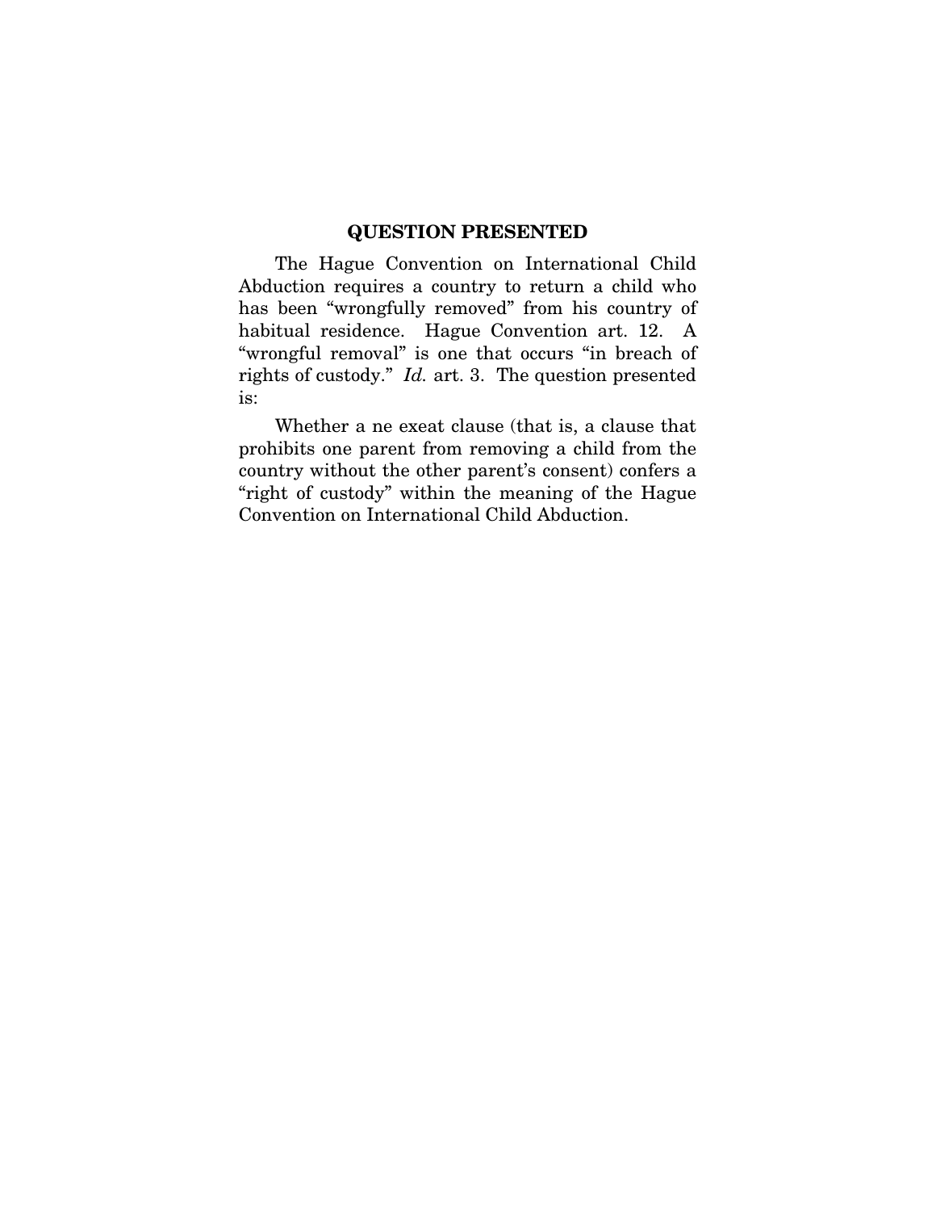## QUESTION PRESENTED

The Hague Convention on International Child Abduction requires a country to return a child who has been "wrongfully removed" from his country of habitual residence. Hague Convention art. 12. A "wrongful removal" is one that occurs "in breach of rights of custody." *Id.* art. 3. The question presented is:

Whether a ne exeat clause (that is, a clause that prohibits one parent from removing a child from the country without the other parent's consent) confers a "right of custody" within the meaning of the Hague Convention on International Child Abduction.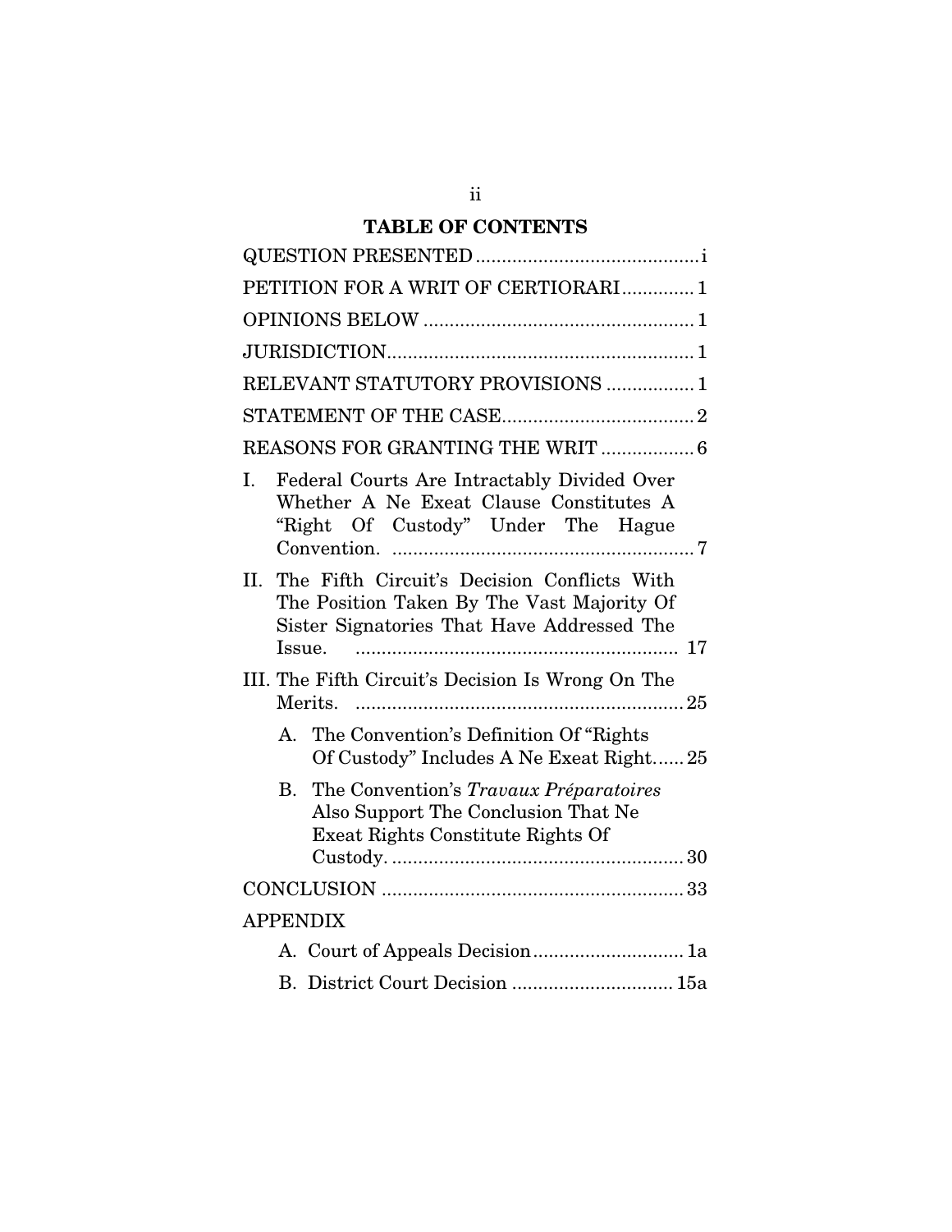## TABLE OF CONTENTS

QUESTION PRESENTED ........................................... i

PETITION FOR A WRIT OF CERTIORARI ............. 1

OPINIONS BELOW .................................................... 1

JURISDICTION ........................................................... 1

RELEVANT STATUTORY PROVISIONS ................. 1

STATEMENT OF THE CASE ..................................... 2

REASONS FOR GRANTING THE WRIT .................. 6

I. Federal Courts Are Intractably Divided Over Whether A Ne Exeat Clause Constitutes A "Right Of Custody" Under The Hague Convention. .......................................................... 7

II. The Fifth Circuit's Decision Conflicts With The Position Taken By The Vast Majority Of Sister Signatories That Have Addressed The Issue. .............................................................. 17

III. The Fifth Circuit's Decision Is Wrong On The Merits. ............................................................... 25

   A. The Convention's Definition Of "Rights Of Custody" Includes A Ne Exeat Right ...... 25

   B. The Convention's *Travaux Préparatoires* Also Support The Conclusion That Ne Exeat Rights Constitute Rights Of Custody. ........................................................ 30

CONCLUSION .......................................................... 33

APPENDIX

   A. Court of Appeals Decision ............................. 1a

   B. District Court Decision ............................... 15a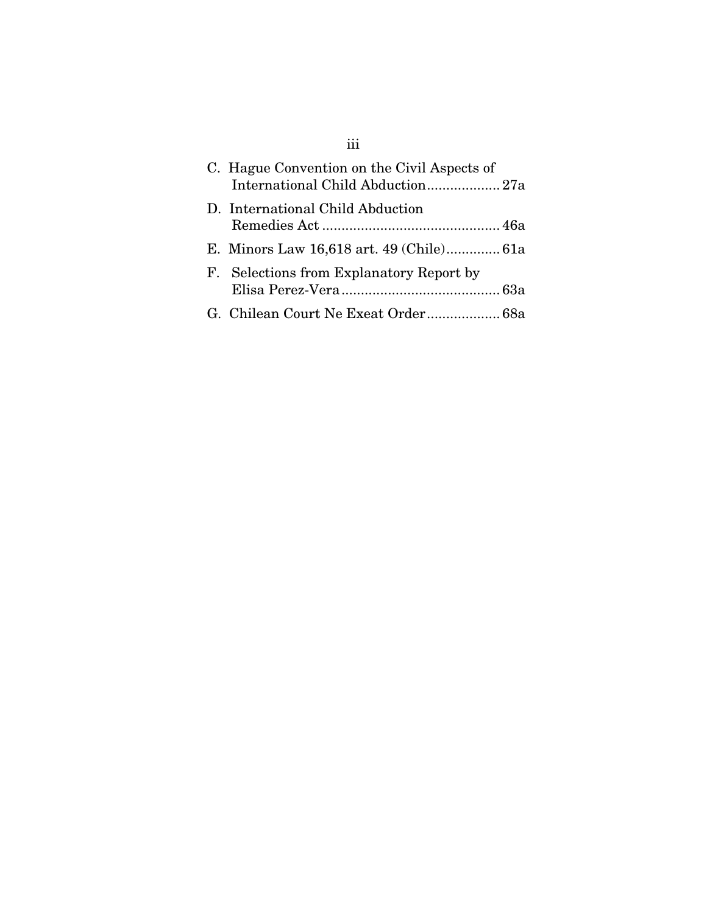C. Hague Convention on the Civil Aspects of International Child Abduction................... 27a

D. International Child Abduction Remedies Act ............................................. 46a

E. Minors Law 16,618 art. 49 (Chile).............. 61a

F. Selections from Explanatory Report by Elisa Perez-Vera......................................... 63a

G. Chilean Court Ne Exeat Order................... 68a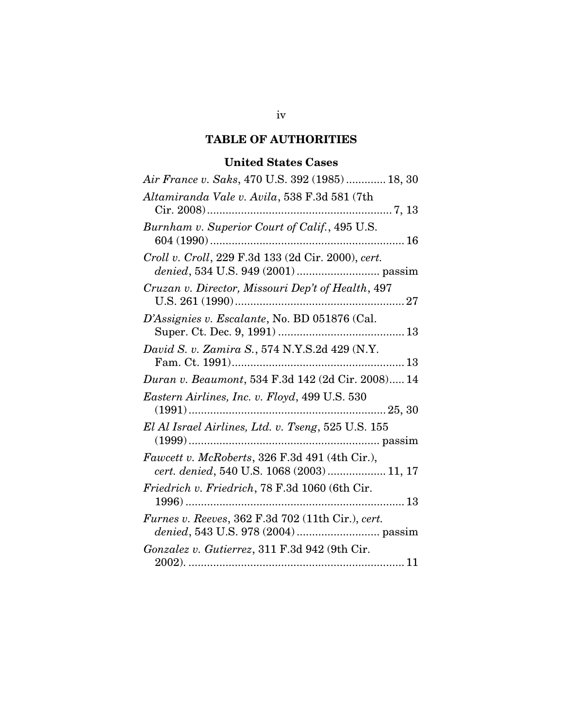## TABLE OF AUTHORITIES

### United States Cases

*Air France v. Saks*, 470 U.S. 392 (1985) ............ 18, 30

*Altamiranda Vale v. Avila*, 538 F.3d 581 (7th Cir. 2008) ........................................................... 7, 13

*Burnham v. Superior Court of Calif.*, 495 U.S. 604 (1990) ............................................................... 16

*Croll v. Croll*, 229 F.3d 133 (2d Cir. 2000), *cert. denied*, 534 U.S. 949 (2001) .......................... passim

*Cruzan v. Director, Missouri Dep't of Health*, 497 U.S. 261 (1990) ....................................................... 27

*D'Assignies v. Escalante*, No. BD 051876 (Cal. Super. Ct. Dec. 9, 1991) ......................................... 13

*David S. v. Zamira S.*, 574 N.Y.S.2d 429 (N.Y. Fam. Ct. 1991) ........................................................ 13

*Duran v. Beaumont*, 534 F.3d 142 (2d Cir. 2008)..... 14

*Eastern Airlines, Inc. v. Floyd*, 499 U.S. 530 (1991) ................................................................ 25, 30

*El Al Israel Airlines, Ltd. v. Tseng*, 525 U.S. 155 (1999) ............................................................ passim

*Fawcett v. McRoberts*, 326 F.3d 491 (4th Cir.), *cert. denied*, 540 U.S. 1068 (2003) .................. 11, 17

*Friedrich v. Friedrich*, 78 F.3d 1060 (6th Cir. 1996) ....................................................................... 13

*Furnes v. Reeves*, 362 F.3d 702 (11th Cir.), *cert. denied*, 543 U.S. 978 (2004) .......................... passim

*Gonzalez v. Gutierrez*, 311 F.3d 942 (9th Cir. 2002). ...................................................................... 11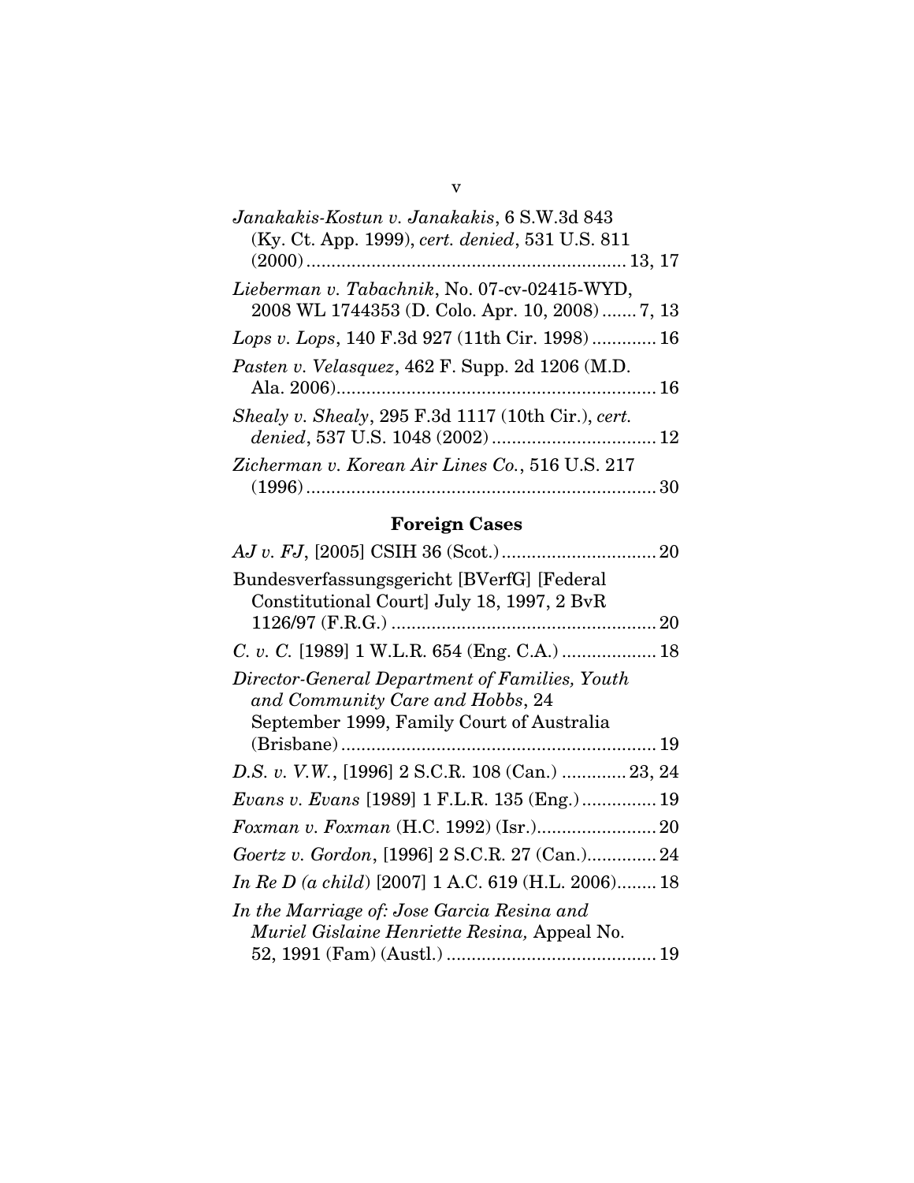*Janakakis-Kostun v. Janakakis*, 6 S.W.3d 843 (Ky. Ct. App. 1999), *cert. denied*, 531 U.S. 811 (2000) ................................................................ 13, 17

*Lieberman v. Tabachnik*, No. 07-cv-02415-WYD, 2008 WL 1744353 (D. Colo. Apr. 10, 2008) ....... 7, 13

*Lops v. Lops*, 140 F.3d 927 (11th Cir. 1998) ............. 16

*Pasten v. Velasquez*, 462 F. Supp. 2d 1206 (M.D. Ala. 2006)................................................................ 16

*Shealy v. Shealy*, 295 F.3d 1117 (10th Cir.), *cert. denied*, 537 U.S. 1048 (2002) ................................. 12

*Zicherman v. Korean Air Lines Co.*, 516 U.S. 217 (1996) ...................................................................... 30

## Foreign Cases

*AJ v. FJ*, [2005] CSIH 36 (Scot.) ............................... 20

Bundesverfassungsgericht [BVerfG] [Federal Constitutional Court] July 18, 1997, 2 BvR 1126/97 (F.R.G.) ..................................................... 20

*C. v. C.* [1989] 1 W.L.R. 654 (Eng. C.A.) ................... 18

*Director-General Department of Families, Youth and Community Care and Hobbs*, 24 September 1999, Family Court of Australia (Brisbane) ............................................................... 19

*D.S. v. V.W.*, [1996] 2 S.C.R. 108 (Can.) ............. 23, 24

*Evans v. Evans* [1989] 1 F.L.R. 135 (Eng.) ............... 19

*Foxman v. Foxman* (H.C. 1992) (Isr.)........................ 20

*Goertz v. Gordon*, [1996] 2 S.C.R. 27 (Can.).............. 24

*In Re D (a child)* [2007] 1 A.C. 619 (H.L. 2006)........ 18

*In the Marriage of: Jose Garcia Resina and Muriel Gislaine Henriette Resina,* Appeal No. 52, 1991 (Fam) (Austl.) .......................................... 19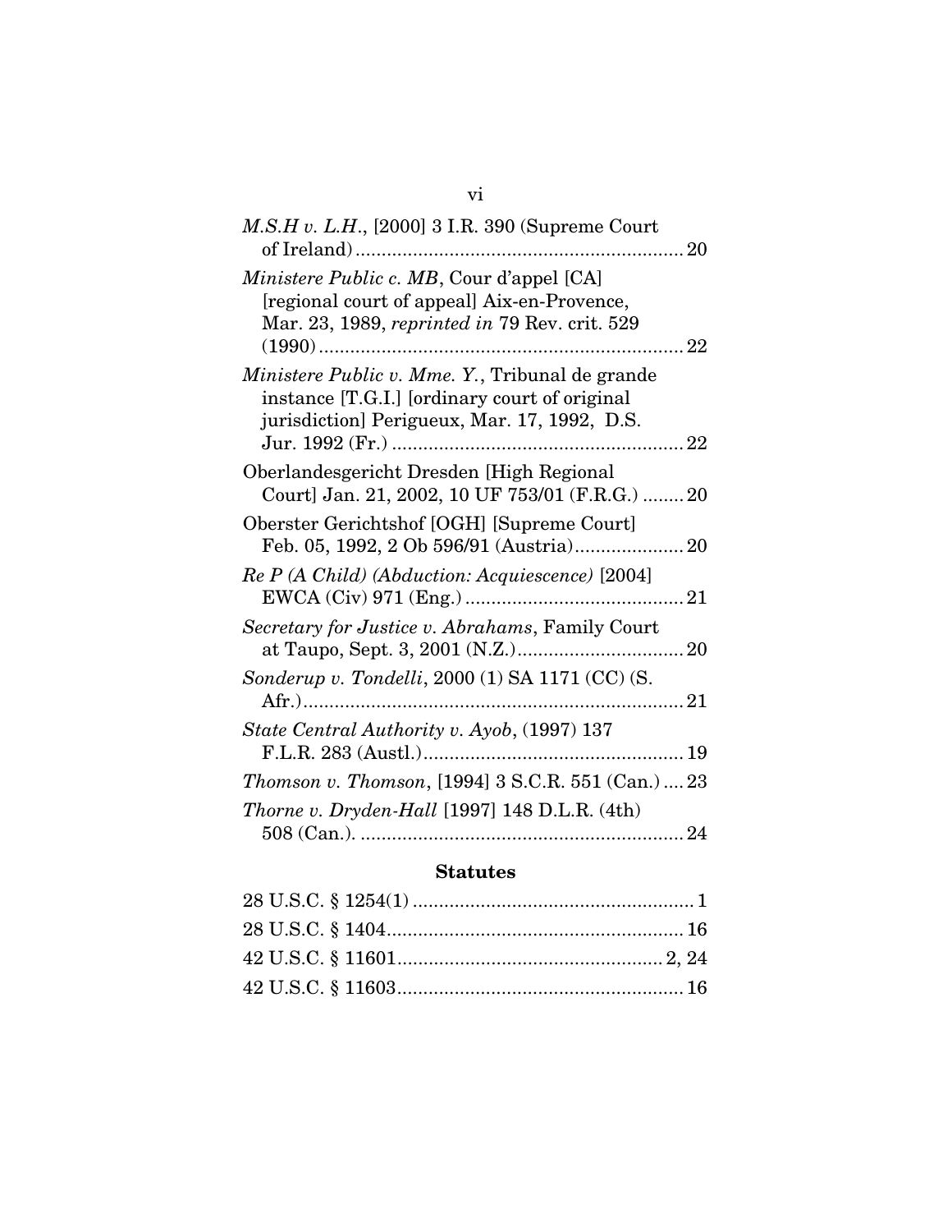*M.S.H v. L.H.*, [2000] 3 I.R. 390 (Supreme Court of Ireland) .............................................................. 20

*Ministere Public c. MB*, Cour d'appel [CA] [regional court of appeal] Aix-en-Provence, Mar. 23, 1989, *reprinted in* 79 Rev. crit. 529 (1990) ...................................................................... 22

*Ministere Public v. Mme. Y.*, Tribunal de grande instance [T.G.I.] [ordinary court of original jurisdiction] Perigueux, Mar. 17, 1992, D.S. Jur. 1992 (Fr.) ........................................................ 22

Oberlandesgericht Dresden [High Regional Court] Jan. 21, 2002, 10 UF 753/01 (F.R.G.) ........ 20

Oberster Gerichtshof [OGH] [Supreme Court] Feb. 05, 1992, 2 Ob 596/91 (Austria) ..................... 20

*Re P (A Child) (Abduction: Acquiescence)* [2004] EWCA (Civ) 971 (Eng.) .......................................... 21

*Secretary for Justice v. Abrahams*, Family Court at Taupo, Sept. 3, 2001 (N.Z.) ................................ 20

*Sonderup v. Tondelli*, 2000 (1) SA 1171 (CC) (S. Afr.) ........................................................................ 21

*State Central Authority v. Ayob*, (1997) 137 F.L.R. 283 (Austl.) .................................................. 19

*Thomson v. Thomson*, [1994] 3 S.C.R. 551 (Can.) .... 23

*Thorne v. Dryden-Hall* [1997] 148 D.L.R. (4th) 508 (Can.). .............................................................. 24

## Statutes

28 U.S.C. § 1254(1) ..................................................... 1

28 U.S.C. § 1404 ........................................................ 16

42 U.S.C. § 11601 .................................................. 2, 24

42 U.S.C. § 11603 ...................................................... 16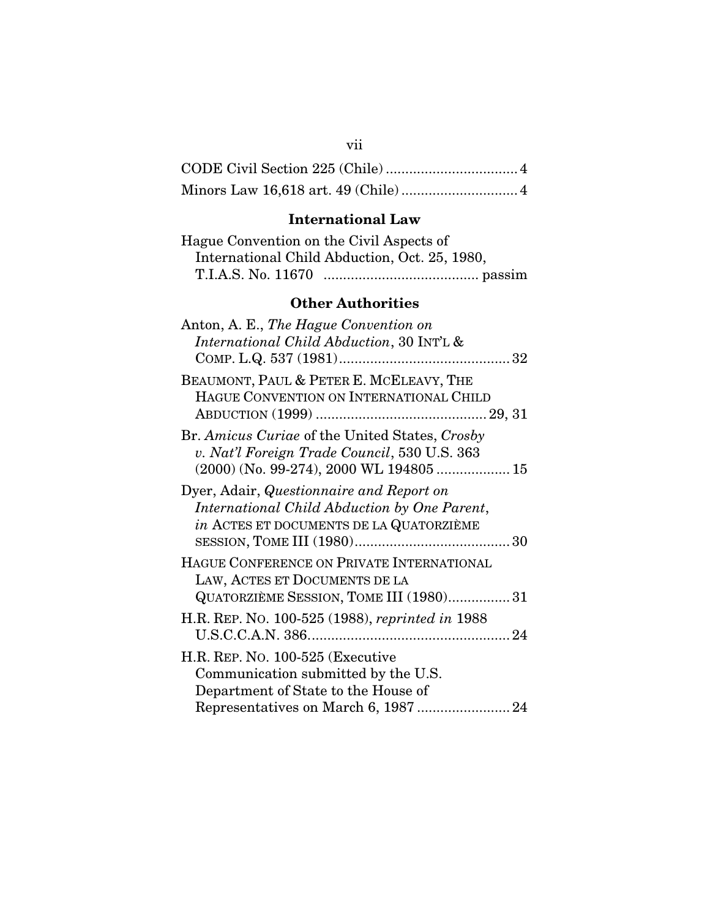CODE Civil Section 225 (Chile) .................................. 4

Minors Law 16,618 art. 49 (Chile) .............................. 4

### International Law

Hague Convention on the Civil Aspects of International Child Abduction, Oct. 25, 1980, T.I.A.S. No. 11670 ........................................ passim

### Other Authorities

Anton, A. E., *The Hague Convention on International Child Abduction*, 30 INT'L & COMP. L.Q. 537 (1981) ............................................ 32

BEAUMONT, PAUL & PETER E. MCELEAVY, THE HAGUE CONVENTION ON INTERNATIONAL CHILD ABDUCTION (1999) ............................................ 29, 31

Br. *Amicus Curiae* of the United States, *Crosby v. Nat'l Foreign Trade Council*, 530 U.S. 363 (2000) (No. 99-274), 2000 WL 194805 ................... 15

Dyer, Adair, *Questionnaire and Report on International Child Abduction by One Parent*, *in* ACTES ET DOCUMENTS DE LA QUATORZIÈME SESSION, TOME III (1980) ........................................ 30

HAGUE CONFERENCE ON PRIVATE INTERNATIONAL LAW, ACTES ET DOCUMENTS DE LA QUATORZIÈME SESSION, TOME III (1980)................ 31

H.R. REP. NO. 100-525 (1988), *reprinted in* 1988 U.S.C.C.A.N. 386.................................................... 24

H.R. REP. NO. 100-525 (Executive Communication submitted by the U.S. Department of State to the House of Representatives on March 6, 1987 ........................ 24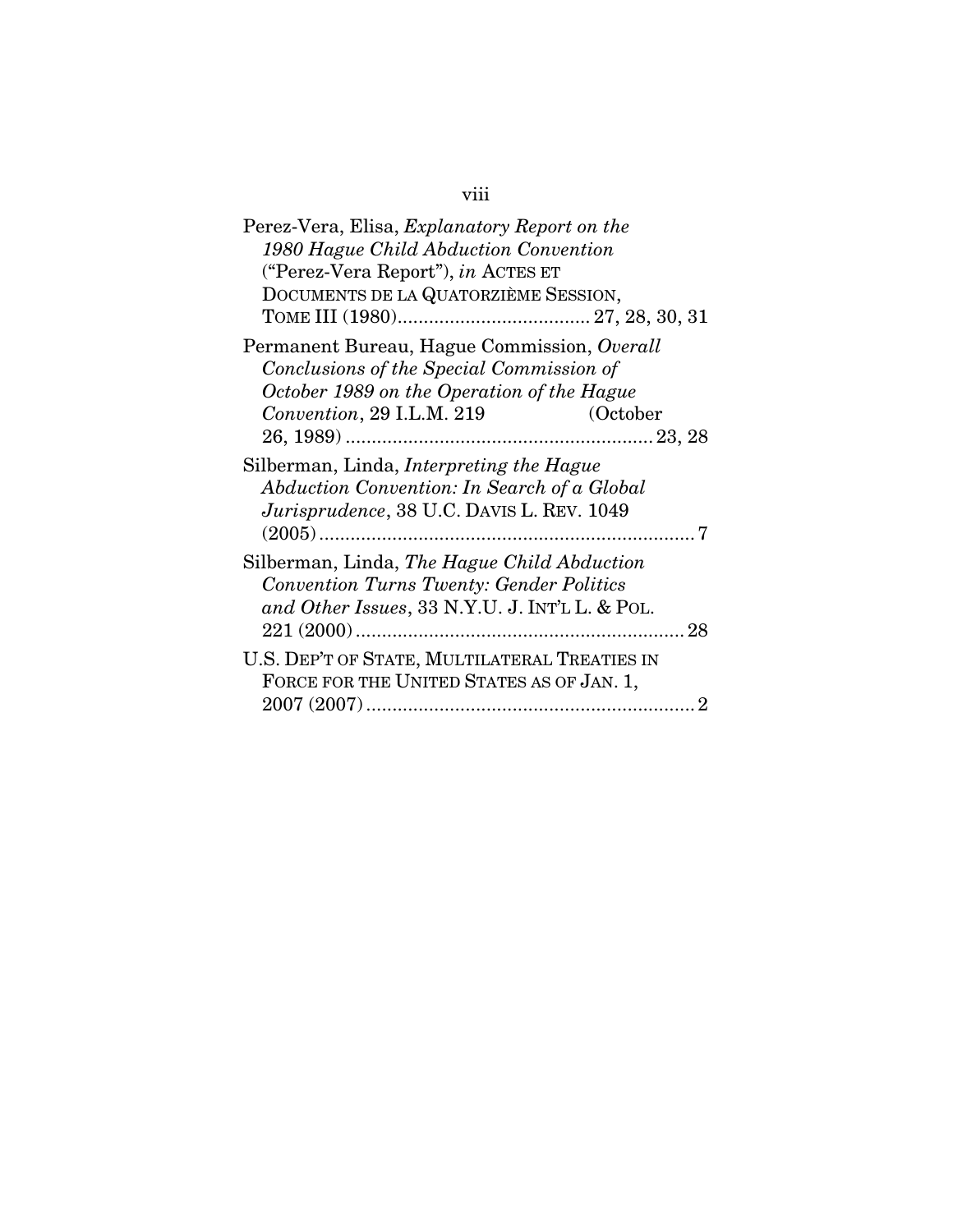Perez-Vera, Elisa, *Explanatory Report on the 1980 Hague Child Abduction Convention* ("Perez-Vera Report"), *in* ACTES ET DOCUMENTS DE LA QUATORZIÈME SESSION, TOME III (1980)..................................... 27, 28, 30, 31

Permanent Bureau, Hague Commission, *Overall Conclusions of the Special Commission of October 1989 on the Operation of the Hague Convention*, 29 I.L.M. 219 (October 26, 1989)........................................................... 23, 28

Silberman, Linda, *Interpreting the Hague Abduction Convention: In Search of a Global Jurisprudence*, 38 U.C. DAVIS L. REV. 1049 (2005)........................................................................ 7

Silberman, Linda, *The Hague Child Abduction Convention Turns Twenty: Gender Politics and Other Issues*, 33 N.Y.U. J. INT'L L. & POL. 221 (2000)............................................................... 28

U.S. DEP'T OF STATE, MULTILATERAL TREATIES IN FORCE FOR THE UNITED STATES AS OF JAN. 1, 2007 (2007)............................................................... 2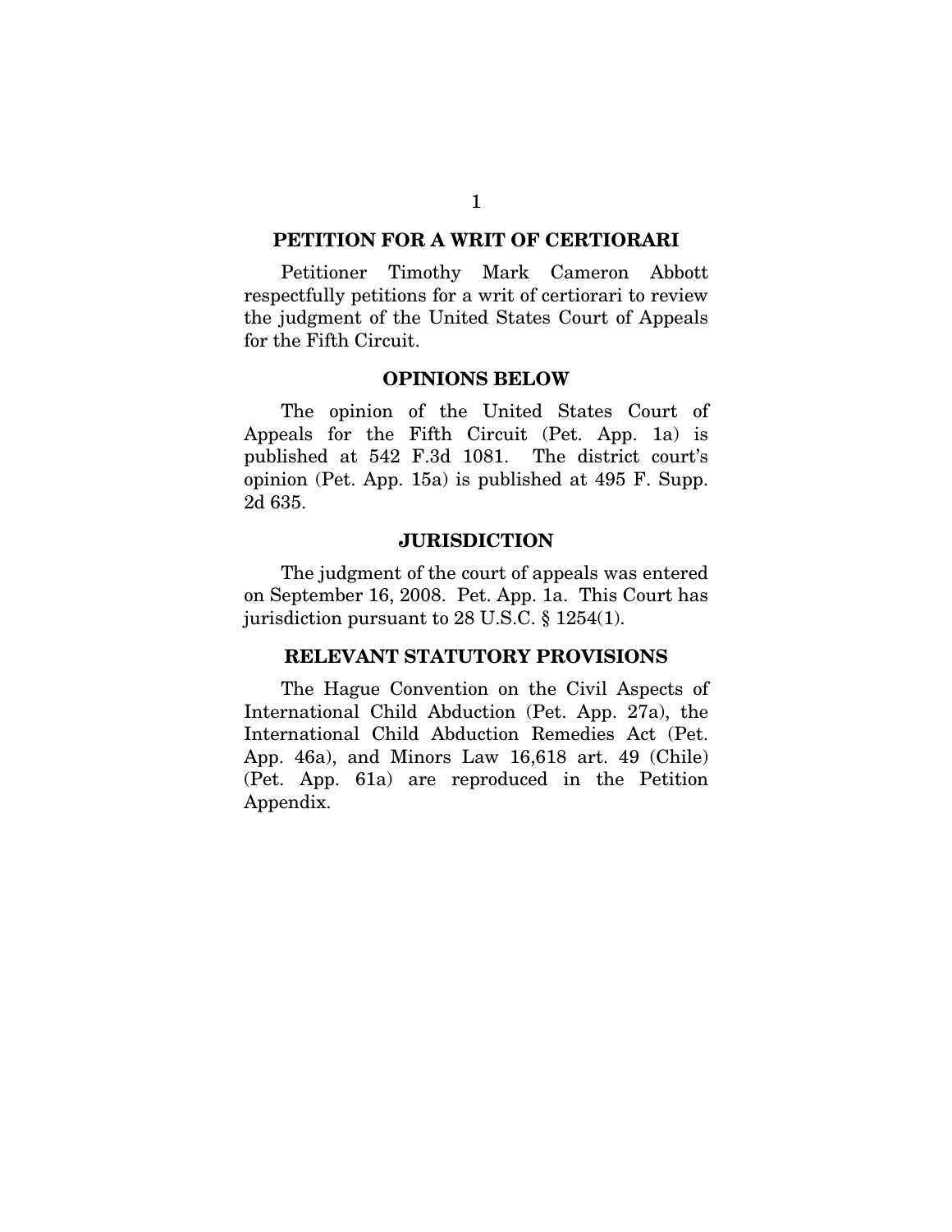## PETITION FOR A WRIT OF CERTIORARI

Petitioner Timothy Mark Cameron Abbott respectfully petitions for a writ of certiorari to review the judgment of the United States Court of Appeals for the Fifth Circuit.

## OPINIONS BELOW

The opinion of the United States Court of Appeals for the Fifth Circuit (Pet. App. 1a) is published at 542 F.3d 1081. The district court's opinion (Pet. App. 15a) is published at 495 F. Supp. 2d 635.

## JURISDICTION

The judgment of the court of appeals was entered on September 16, 2008. Pet. App. 1a. This Court has jurisdiction pursuant to 28 U.S.C. § 1254(1).

## RELEVANT STATUTORY PROVISIONS

The Hague Convention on the Civil Aspects of International Child Abduction (Pet. App. 27a), the International Child Abduction Remedies Act (Pet. App. 46a), and Minors Law 16,618 art. 49 (Chile) (Pet. App. 61a) are reproduced in the Petition Appendix.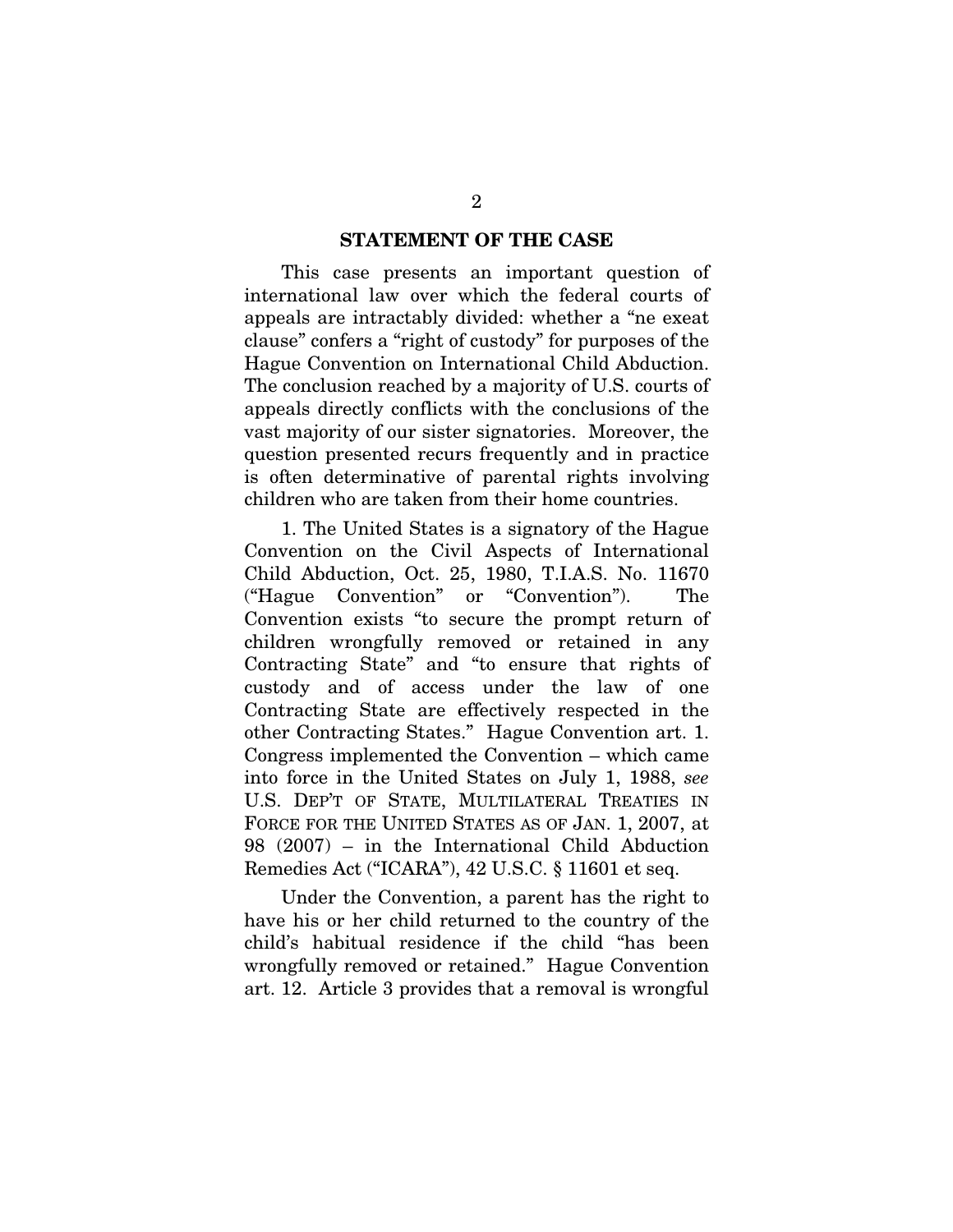## STATEMENT OF THE CASE

This case presents an important question of international law over which the federal courts of appeals are intractably divided: whether a "ne exeat clause" confers a "right of custody" for purposes of the Hague Convention on International Child Abduction. The conclusion reached by a majority of U.S. courts of appeals directly conflicts with the conclusions of the vast majority of our sister signatories. Moreover, the question presented recurs frequently and in practice is often determinative of parental rights involving children who are taken from their home countries.

1. The United States is a signatory of the Hague Convention on the Civil Aspects of International Child Abduction, Oct. 25, 1980, T.I.A.S. No. 11670 ("Hague Convention" or "Convention"). The Convention exists "to secure the prompt return of children wrongfully removed or retained in any Contracting State" and "to ensure that rights of custody and of access under the law of one Contracting State are effectively respected in the other Contracting States." Hague Convention art. 1. Congress implemented the Convention – which came into force in the United States on July 1, 1988, *see* U.S. DEP'T OF STATE, MULTILATERAL TREATIES IN FORCE FOR THE UNITED STATES AS OF JAN. 1, 2007, at 98 (2007) – in the International Child Abduction Remedies Act ("ICARA"), 42 U.S.C. § 11601 et seq.

Under the Convention, a parent has the right to have his or her child returned to the country of the child's habitual residence if the child "has been wrongfully removed or retained." Hague Convention art. 12. Article 3 provides that a removal is wrongful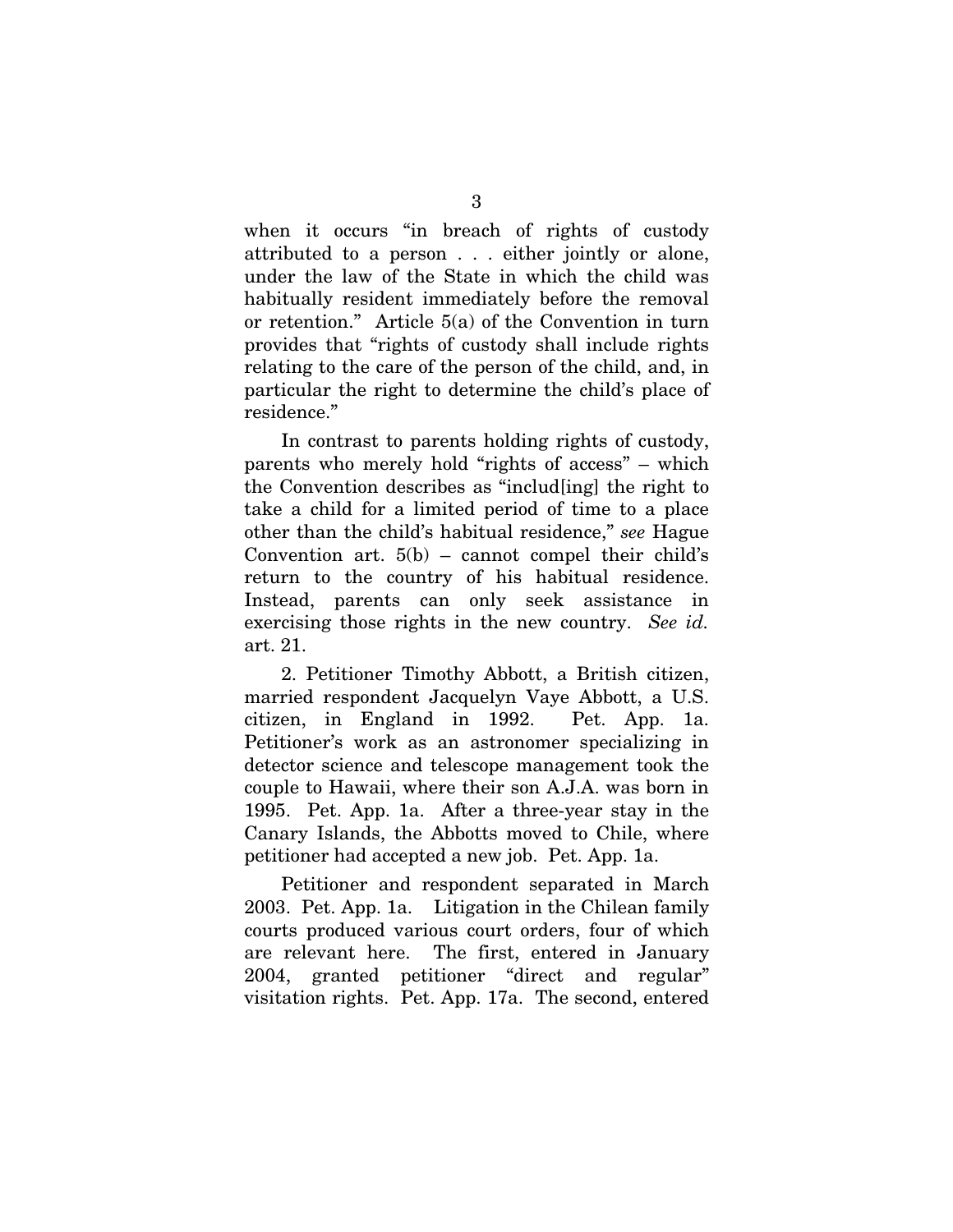when it occurs "in breach of rights of custody attributed to a person . . . either jointly or alone, under the law of the State in which the child was habitually resident immediately before the removal or retention." Article 5(a) of the Convention in turn provides that "rights of custody shall include rights relating to the care of the person of the child, and, in particular the right to determine the child's place of residence."

In contrast to parents holding rights of custody, parents who merely hold "rights of access" – which the Convention describes as "includ[ing] the right to take a child for a limited period of time to a place other than the child's habitual residence," *see* Hague Convention art. 5(b) – cannot compel their child's return to the country of his habitual residence. Instead, parents can only seek assistance in exercising those rights in the new country. *See id.* art. 21.

2. Petitioner Timothy Abbott, a British citizen, married respondent Jacquelyn Vaye Abbott, a U.S. citizen, in England in 1992. Pet. App. 1a. Petitioner's work as an astronomer specializing in detector science and telescope management took the couple to Hawaii, where their son A.J.A. was born in 1995. Pet. App. 1a. After a three-year stay in the Canary Islands, the Abbotts moved to Chile, where petitioner had accepted a new job. Pet. App. 1a.

Petitioner and respondent separated in March 2003. Pet. App. 1a. Litigation in the Chilean family courts produced various court orders, four of which are relevant here. The first, entered in January 2004, granted petitioner "direct and regular" visitation rights. Pet. App. 17a. The second, entered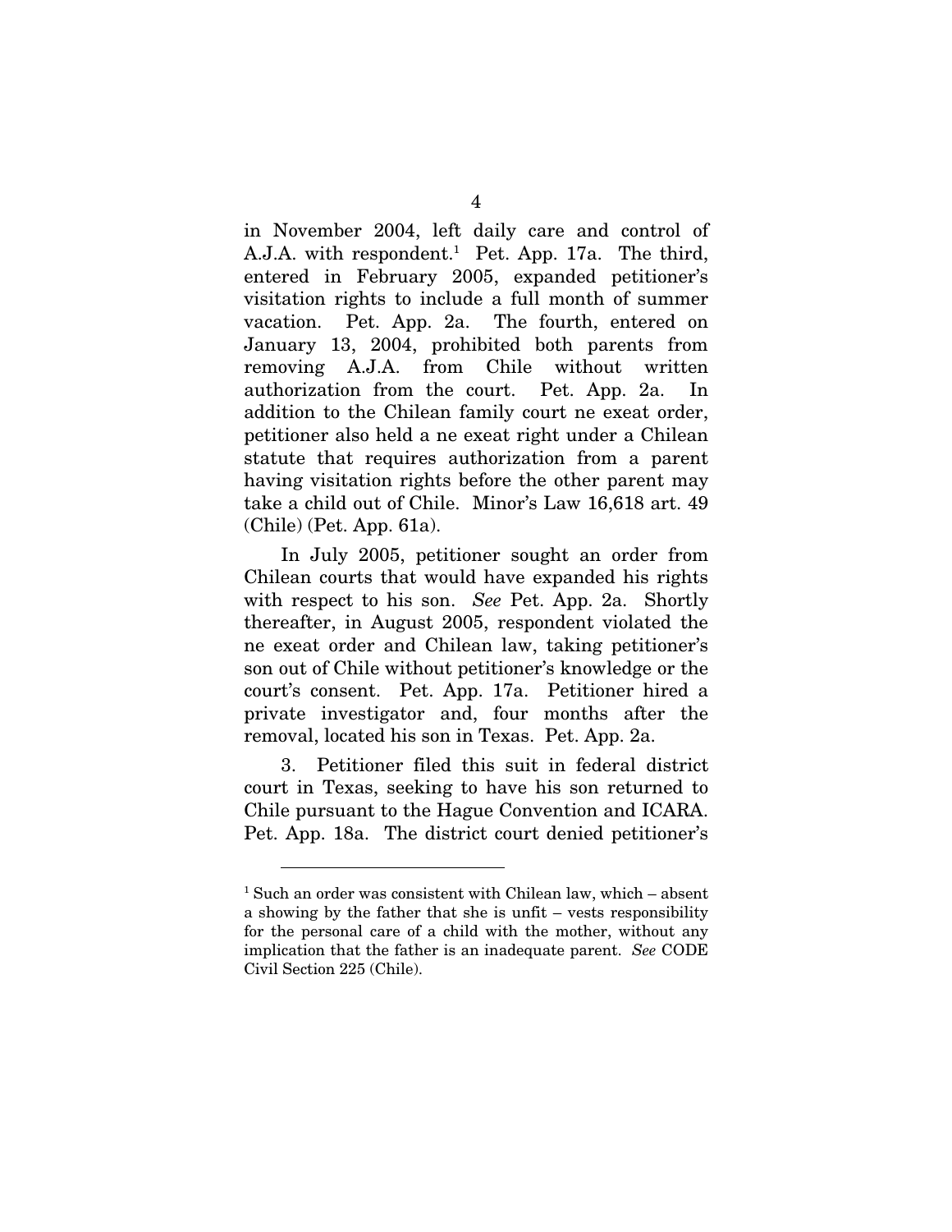in November 2004, left daily care and control of A.J.A. with respondent.[1] Pet. App. 17a. The third, entered in February 2005, expanded petitioner's visitation rights to include a full month of summer vacation. Pet. App. 2a. The fourth, entered on January 13, 2004, prohibited both parents from removing A.J.A. from Chile without written authorization from the court. Pet. App. 2a. In addition to the Chilean family court ne exeat order, petitioner also held a ne exeat right under a Chilean statute that requires authorization from a parent having visitation rights before the other parent may take a child out of Chile. Minor's Law 16,618 art. 49 (Chile) (Pet. App. 61a).

In July 2005, petitioner sought an order from Chilean courts that would have expanded his rights with respect to his son. *See* Pet. App. 2a. Shortly thereafter, in August 2005, respondent violated the ne exeat order and Chilean law, taking petitioner's son out of Chile without petitioner's knowledge or the court's consent. Pet. App. 17a. Petitioner hired a private investigator and, four months after the removal, located his son in Texas. Pet. App. 2a.

3. Petitioner filed this suit in federal district court in Texas, seeking to have his son returned to Chile pursuant to the Hague Convention and ICARA. Pet. App. 18a. The district court denied petitioner's

---

[1] Such an order was consistent with Chilean law, which – absent a showing by the father that she is unfit – vests responsibility for the personal care of a child with the mother, without any implication that the father is an inadequate parent. *See* CODE Civil Section 225 (Chile).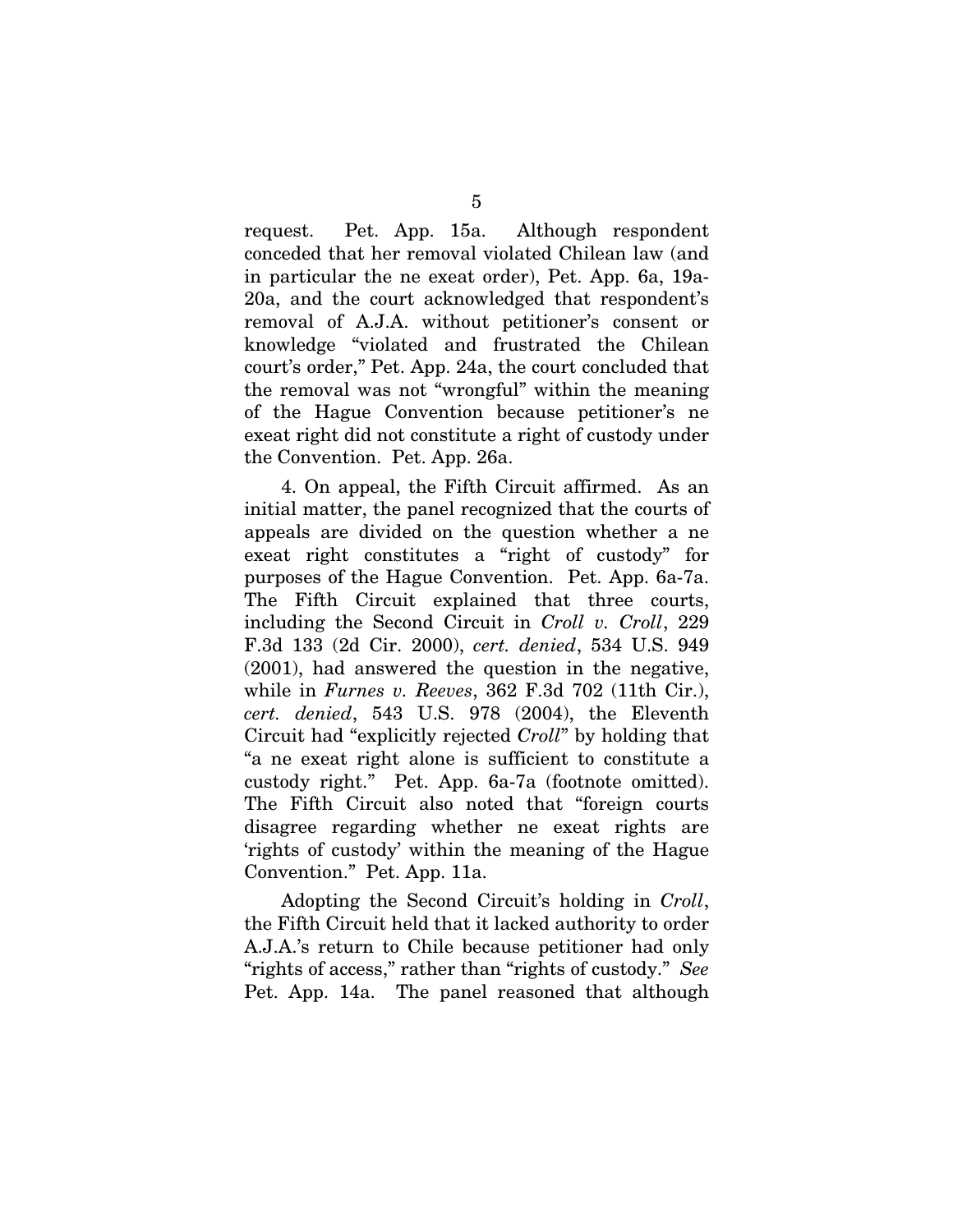request. Pet. App. 15a. Although respondent conceded that her removal violated Chilean law (and in particular the ne exeat order), Pet. App. 6a, 19a-20a, and the court acknowledged that respondent's removal of A.J.A. without petitioner's consent or knowledge "violated and frustrated the Chilean court's order," Pet. App. 24a, the court concluded that the removal was not "wrongful" within the meaning of the Hague Convention because petitioner's ne exeat right did not constitute a right of custody under the Convention. Pet. App. 26a.

4. On appeal, the Fifth Circuit affirmed. As an initial matter, the panel recognized that the courts of appeals are divided on the question whether a ne exeat right constitutes a "right of custody" for purposes of the Hague Convention. Pet. App. 6a-7a. The Fifth Circuit explained that three courts, including the Second Circuit in *Croll v. Croll*, 229 F.3d 133 (2d Cir. 2000), *cert. denied*, 534 U.S. 949 (2001), had answered the question in the negative, while in *Furnes v. Reeves*, 362 F.3d 702 (11th Cir.), *cert. denied*, 543 U.S. 978 (2004), the Eleventh Circuit had "explicitly rejected *Croll*" by holding that "a ne exeat right alone is sufficient to constitute a custody right." Pet. App. 6a-7a (footnote omitted). The Fifth Circuit also noted that "foreign courts disagree regarding whether ne exeat rights are 'rights of custody' within the meaning of the Hague Convention." Pet. App. 11a.

Adopting the Second Circuit's holding in *Croll*, the Fifth Circuit held that it lacked authority to order A.J.A.'s return to Chile because petitioner had only "rights of access," rather than "rights of custody." *See* Pet. App. 14a. The panel reasoned that although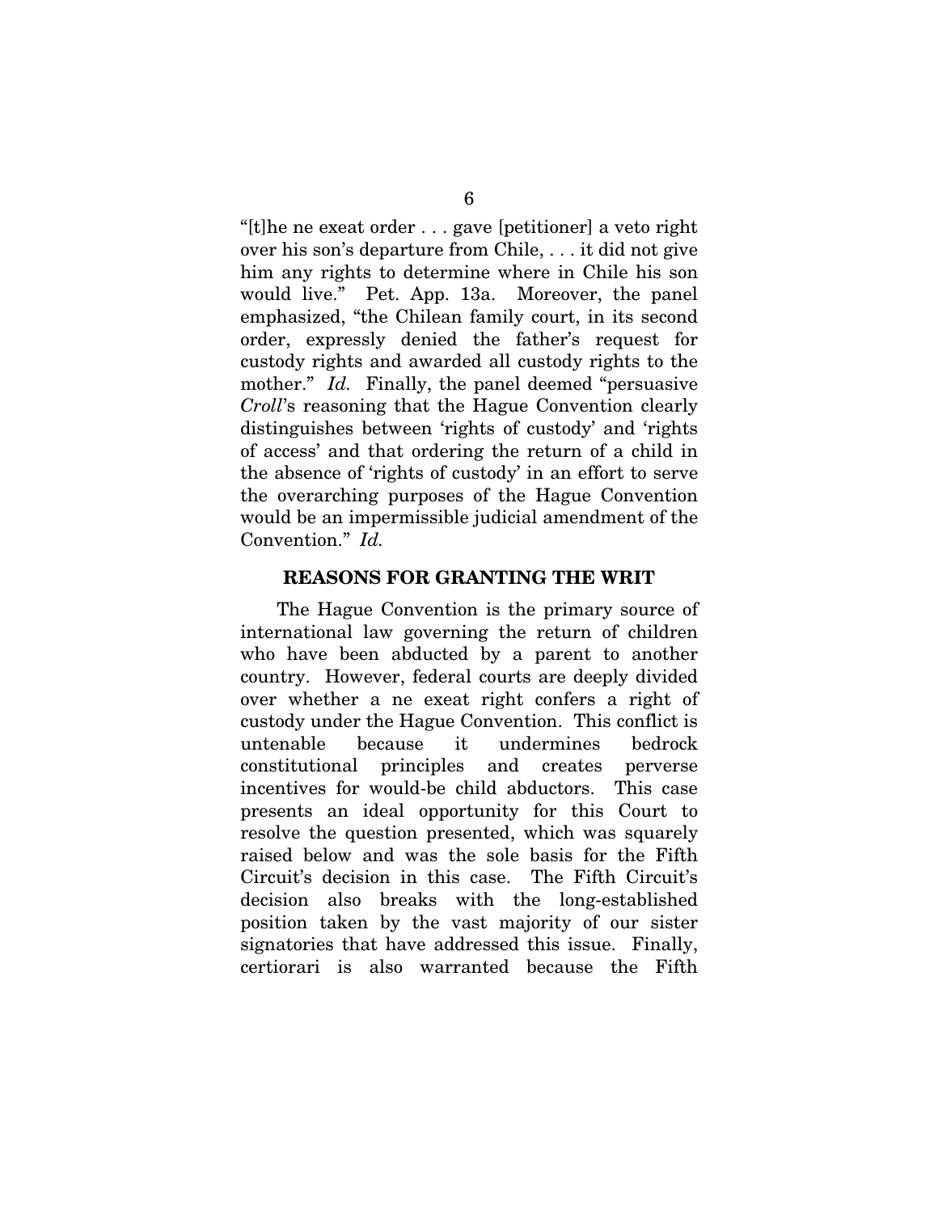"[t]he ne exeat order . . . gave [petitioner] a veto right over his son's departure from Chile, . . . it did not give him any rights to determine where in Chile his son would live." Pet. App. 13a. Moreover, the panel emphasized, "the Chilean family court, in its second order, expressly denied the father's request for custody rights and awarded all custody rights to the mother." *Id.* Finally, the panel deemed "persuasive *Croll*'s reasoning that the Hague Convention clearly distinguishes between 'rights of custody' and 'rights of access' and that ordering the return of a child in the absence of 'rights of custody' in an effort to serve the overarching purposes of the Hague Convention would be an impermissible judicial amendment of the Convention." *Id.*

## REASONS FOR GRANTING THE WRIT

The Hague Convention is the primary source of international law governing the return of children who have been abducted by a parent to another country. However, federal courts are deeply divided over whether a ne exeat right confers a right of custody under the Hague Convention. This conflict is untenable because it undermines bedrock constitutional principles and creates perverse incentives for would-be child abductors. This case presents an ideal opportunity for this Court to resolve the question presented, which was squarely raised below and was the sole basis for the Fifth Circuit's decision in this case. The Fifth Circuit's decision also breaks with the long-established position taken by the vast majority of our sister signatories that have addressed this issue. Finally, certiorari is also warranted because the Fifth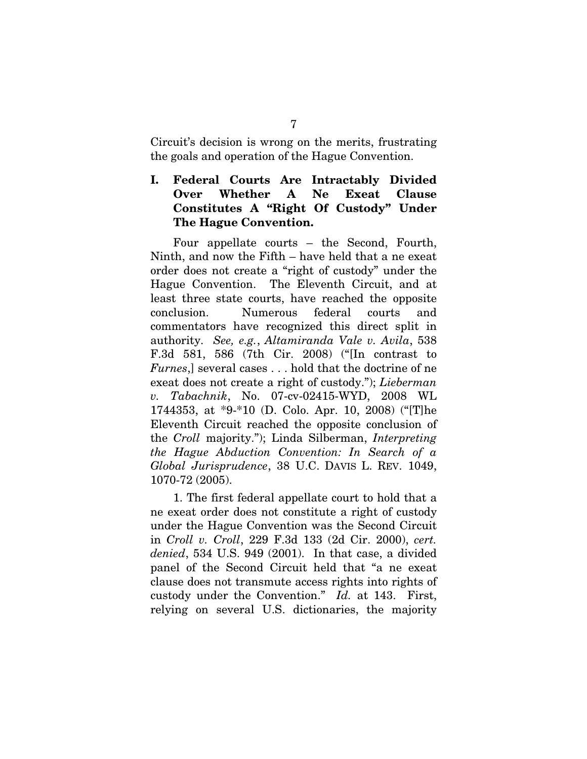Circuit's decision is wrong on the merits, frustrating the goals and operation of the Hague Convention.

## I. Federal Courts Are Intractably Divided Over Whether A Ne Exeat Clause Constitutes A "Right Of Custody" Under The Hague Convention.

Four appellate courts – the Second, Fourth, Ninth, and now the Fifth – have held that a ne exeat order does not create a "right of custody" under the Hague Convention. The Eleventh Circuit, and at least three state courts, have reached the opposite conclusion. Numerous federal courts and commentators have recognized this direct split in authority. *See, e.g.*, *Altamiranda Vale v. Avila*, 538 F.3d 581, 586 (7th Cir. 2008) ("[In contrast to *Furnes*,] several cases . . . hold that the doctrine of ne exeat does not create a right of custody."); *Lieberman v. Tabachnik*, No. 07-cv-02415-WYD, 2008 WL 1744353, at *9-*10 (D. Colo. Apr. 10, 2008) ("[T]he Eleventh Circuit reached the opposite conclusion of the *Croll* majority."); Linda Silberman, *Interpreting the Hague Abduction Convention: In Search of a Global Jurisprudence*, 38 U.C. DAVIS L. REV. 1049, 1070-72 (2005).

1. The first federal appellate court to hold that a ne exeat order does not constitute a right of custody under the Hague Convention was the Second Circuit in *Croll v. Croll*, 229 F.3d 133 (2d Cir. 2000), *cert. denied*, 534 U.S. 949 (2001). In that case, a divided panel of the Second Circuit held that "a ne exeat clause does not transmute access rights into rights of custody under the Convention." *Id.* at 143. First, relying on several U.S. dictionaries, the majority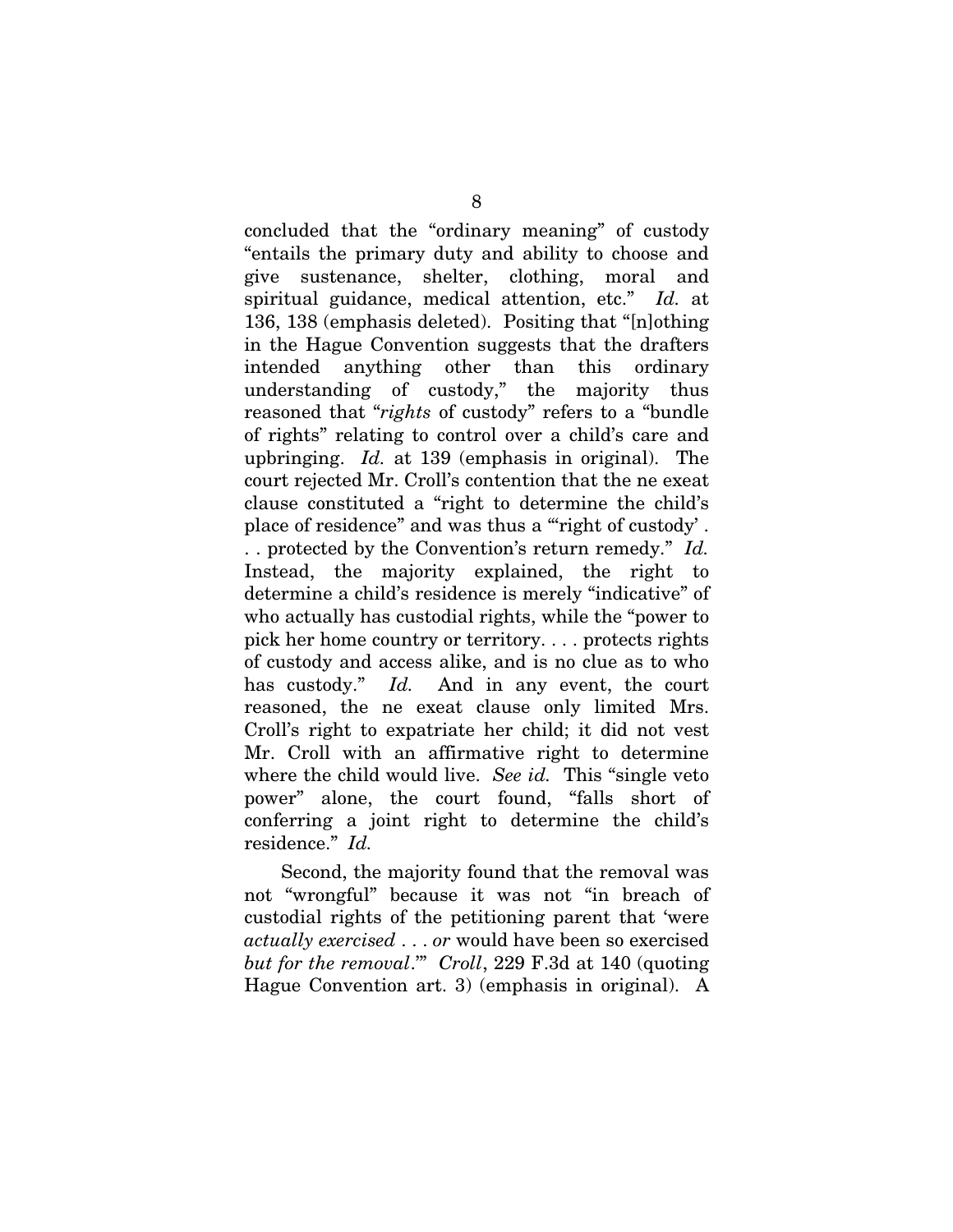concluded that the "ordinary meaning" of custody "entails the primary duty and ability to choose and give sustenance, shelter, clothing, moral and spiritual guidance, medical attention, etc." *Id.* at 136, 138 (emphasis deleted). Positing that "[n]othing in the Hague Convention suggests that the drafters intended anything other than this ordinary understanding of custody," the majority thus reasoned that "*rights* of custody" refers to a "bundle of rights" relating to control over a child's care and upbringing. *Id.* at 139 (emphasis in original). The court rejected Mr. Croll's contention that the ne exeat clause constituted a "right to determine the child's place of residence" and was thus a "'right of custody' . . . protected by the Convention's return remedy." *Id.* Instead, the majority explained, the right to determine a child's residence is merely "indicative" of who actually has custodial rights, while the "power to pick her home country or territory. . . . protects rights of custody and access alike, and is no clue as to who has custody." *Id.* And in any event, the court reasoned, the ne exeat clause only limited Mrs. Croll's right to expatriate her child; it did not vest Mr. Croll with an affirmative right to determine where the child would live. *See id.* This "single veto power" alone, the court found, "falls short of conferring a joint right to determine the child's residence." *Id.*

Second, the majority found that the removal was not "wrongful" because it was not "in breach of custodial rights of the petitioning parent that 'were *actually exercised* . . . *or* would have been so exercised *but for the removal*.'" *Croll*, 229 F.3d at 140 (quoting Hague Convention art. 3) (emphasis in original). A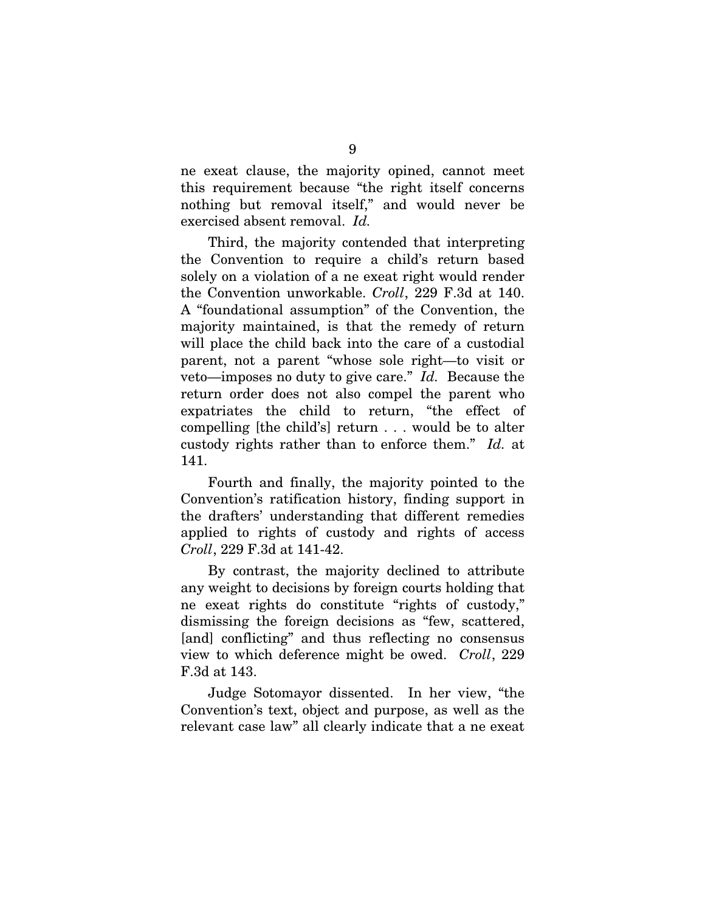ne exeat clause, the majority opined, cannot meet this requirement because "the right itself concerns nothing but removal itself," and would never be exercised absent removal. *Id.*

Third, the majority contended that interpreting the Convention to require a child's return based solely on a violation of a ne exeat right would render the Convention unworkable. *Croll*, 229 F.3d at 140. A "foundational assumption" of the Convention, the majority maintained, is that the remedy of return will place the child back into the care of a custodial parent, not a parent "whose sole right—to visit or veto—imposes no duty to give care." *Id.* Because the return order does not also compel the parent who expatriates the child to return, "the effect of compelling [the child's] return . . . would be to alter custody rights rather than to enforce them." *Id.* at 141.

Fourth and finally, the majority pointed to the Convention's ratification history, finding support in the drafters' understanding that different remedies applied to rights of custody and rights of access *Croll*, 229 F.3d at 141-42.

By contrast, the majority declined to attribute any weight to decisions by foreign courts holding that ne exeat rights do constitute "rights of custody," dismissing the foreign decisions as "few, scattered, [and] conflicting" and thus reflecting no consensus view to which deference might be owed. *Croll*, 229 F.3d at 143.

Judge Sotomayor dissented. In her view, "the Convention's text, object and purpose, as well as the relevant case law" all clearly indicate that a ne exeat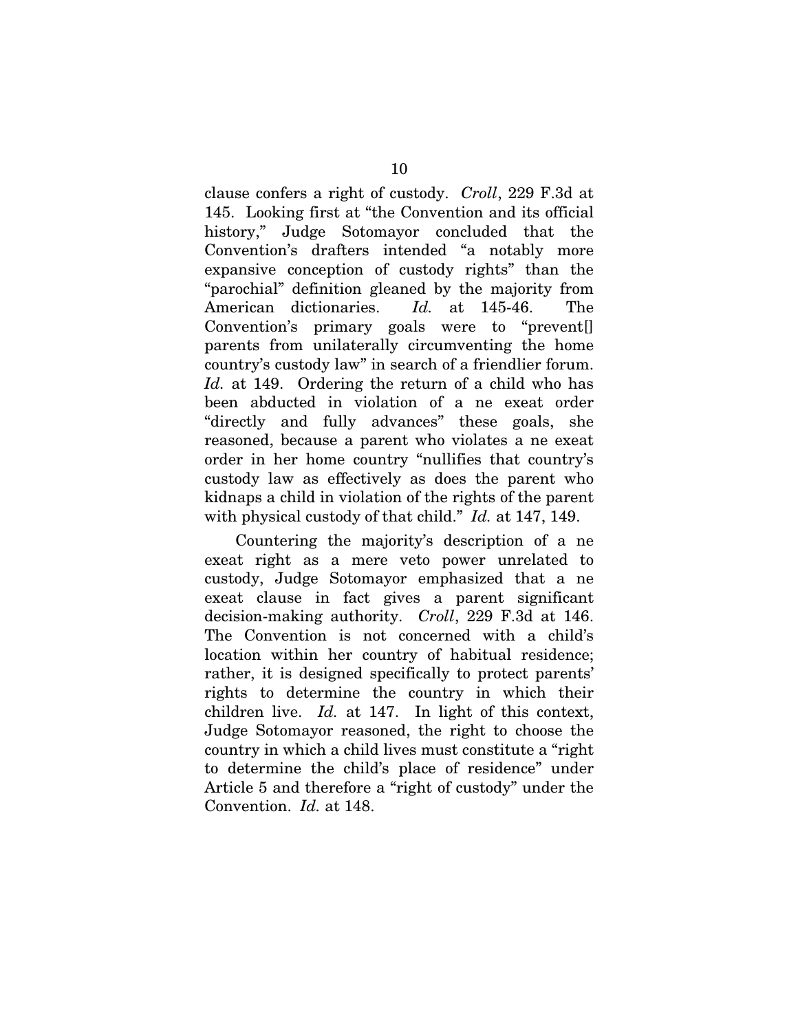clause confers a right of custody. *Croll*, 229 F.3d at 145. Looking first at "the Convention and its official history," Judge Sotomayor concluded that the Convention's drafters intended "a notably more expansive conception of custody rights" than the "parochial" definition gleaned by the majority from American dictionaries. *Id.* at 145-46. The Convention's primary goals were to "prevent[] parents from unilaterally circumventing the home country's custody law" in search of a friendlier forum. *Id.* at 149. Ordering the return of a child who has been abducted in violation of a ne exeat order "directly and fully advances" these goals, she reasoned, because a parent who violates a ne exeat order in her home country "nullifies that country's custody law as effectively as does the parent who kidnaps a child in violation of the rights of the parent with physical custody of that child." *Id.* at 147, 149.

Countering the majority's description of a ne exeat right as a mere veto power unrelated to custody, Judge Sotomayor emphasized that a ne exeat clause in fact gives a parent significant decision-making authority. *Croll*, 229 F.3d at 146. The Convention is not concerned with a child's location within her country of habitual residence; rather, it is designed specifically to protect parents' rights to determine the country in which their children live. *Id.* at 147. In light of this context, Judge Sotomayor reasoned, the right to choose the country in which a child lives must constitute a "right to determine the child's place of residence" under Article 5 and therefore a "right of custody" under the Convention. *Id.* at 148.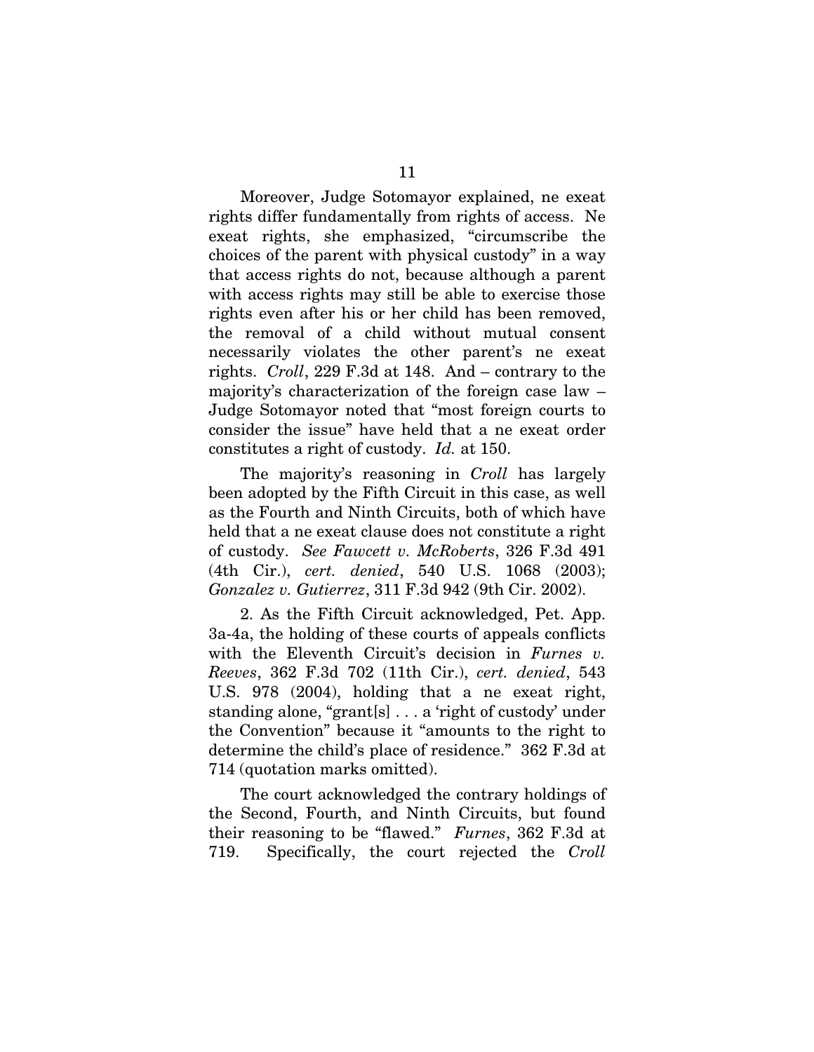Moreover, Judge Sotomayor explained, ne exeat rights differ fundamentally from rights of access. Ne exeat rights, she emphasized, "circumscribe the choices of the parent with physical custody" in a way that access rights do not, because although a parent with access rights may still be able to exercise those rights even after his or her child has been removed, the removal of a child without mutual consent necessarily violates the other parent's ne exeat rights. *Croll*, 229 F.3d at 148. And – contrary to the majority's characterization of the foreign case law – Judge Sotomayor noted that "most foreign courts to consider the issue" have held that a ne exeat order constitutes a right of custody. *Id.* at 150.

The majority's reasoning in *Croll* has largely been adopted by the Fifth Circuit in this case, as well as the Fourth and Ninth Circuits, both of which have held that a ne exeat clause does not constitute a right of custody. *See Fawcett v. McRoberts*, 326 F.3d 491 (4th Cir.), *cert. denied*, 540 U.S. 1068 (2003); *Gonzalez v. Gutierrez*, 311 F.3d 942 (9th Cir. 2002).

2. As the Fifth Circuit acknowledged, Pet. App. 3a-4a, the holding of these courts of appeals conflicts with the Eleventh Circuit's decision in *Furnes v. Reeves*, 362 F.3d 702 (11th Cir.), *cert. denied*, 543 U.S. 978 (2004), holding that a ne exeat right, standing alone, "grant[s] . . . a 'right of custody' under the Convention" because it "amounts to the right to determine the child's place of residence." 362 F.3d at 714 (quotation marks omitted).

The court acknowledged the contrary holdings of the Second, Fourth, and Ninth Circuits, but found their reasoning to be "flawed." *Furnes*, 362 F.3d at 719. Specifically, the court rejected the *Croll*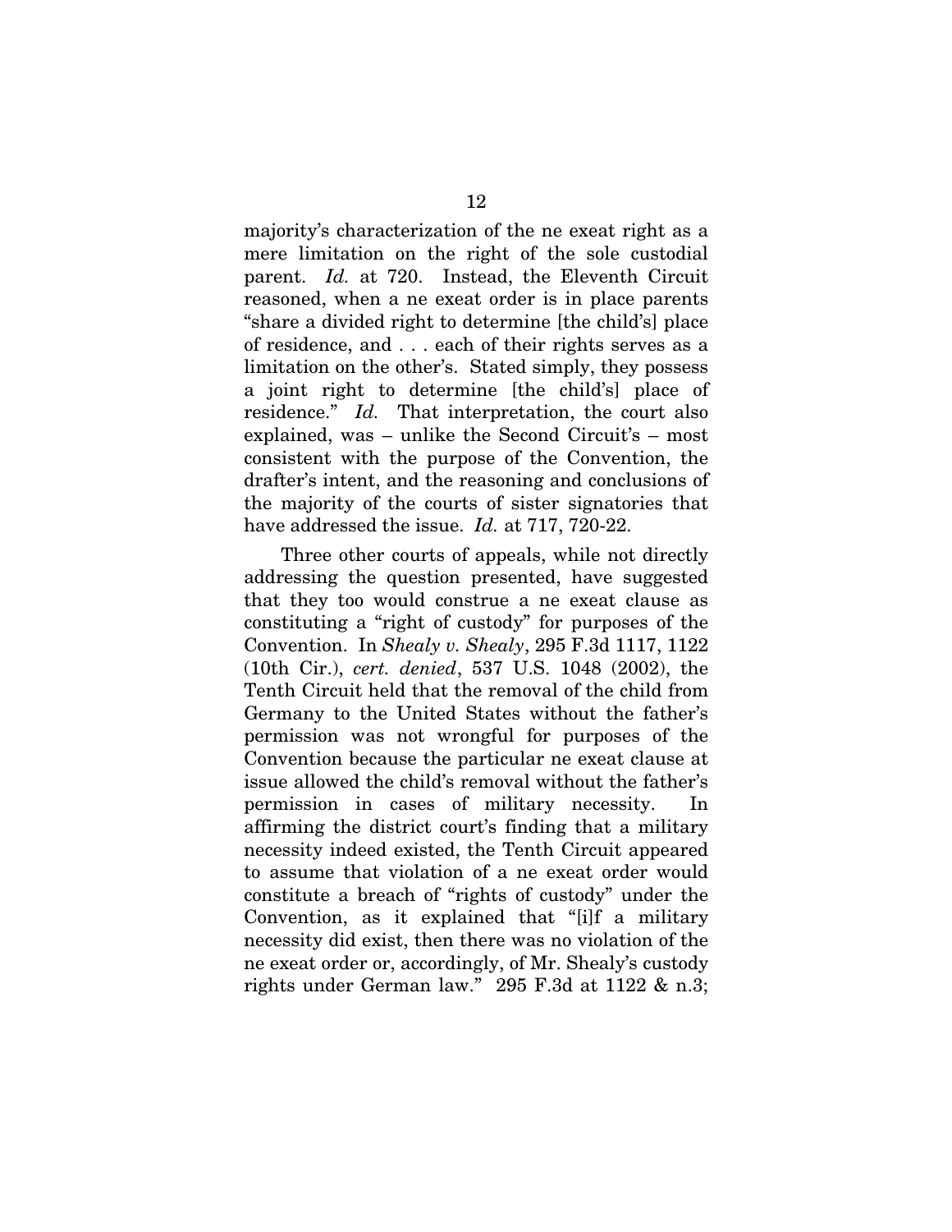majority's characterization of the ne exeat right as a mere limitation on the right of the sole custodial parent. *Id.* at 720. Instead, the Eleventh Circuit reasoned, when a ne exeat order is in place parents "share a divided right to determine [the child's] place of residence, and . . . each of their rights serves as a limitation on the other's. Stated simply, they possess a joint right to determine [the child's] place of residence." *Id.* That interpretation, the court also explained, was – unlike the Second Circuit's – most consistent with the purpose of the Convention, the drafter's intent, and the reasoning and conclusions of the majority of the courts of sister signatories that have addressed the issue. *Id.* at 717, 720-22.

Three other courts of appeals, while not directly addressing the question presented, have suggested that they too would construe a ne exeat clause as constituting a "right of custody" for purposes of the Convention. In *Shealy v. Shealy*, 295 F.3d 1117, 1122 (10th Cir.), *cert. denied*, 537 U.S. 1048 (2002), the Tenth Circuit held that the removal of the child from Germany to the United States without the father's permission was not wrongful for purposes of the Convention because the particular ne exeat clause at issue allowed the child's removal without the father's permission in cases of military necessity. In affirming the district court's finding that a military necessity indeed existed, the Tenth Circuit appeared to assume that violation of a ne exeat order would constitute a breach of "rights of custody" under the Convention, as it explained that "[i]f a military necessity did exist, then there was no violation of the ne exeat order or, accordingly, of Mr. Shealy's custody rights under German law." 295 F.3d at 1122 & n.3;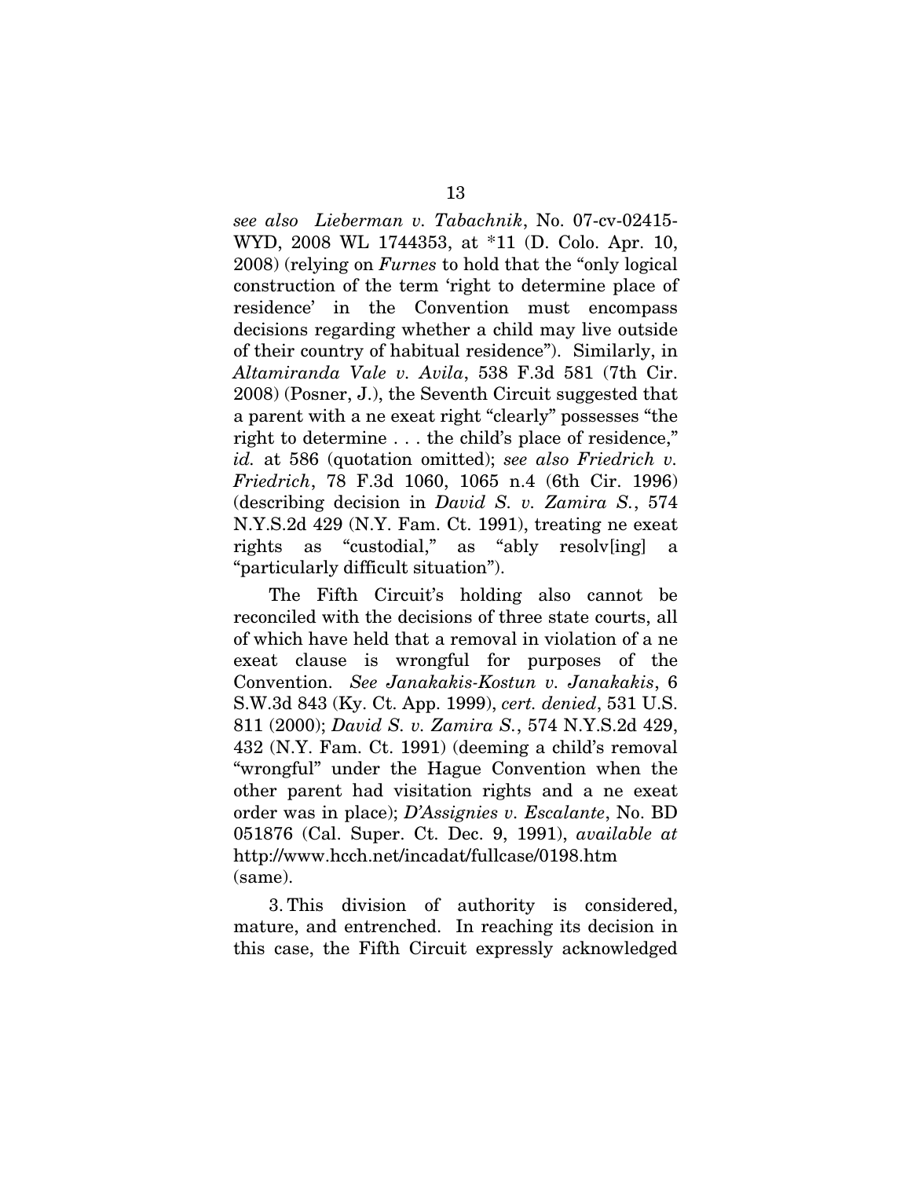*see also* *Lieberman v. Tabachnik*, No. 07-cv-02415-WYD, 2008 WL 1744353, at *11 (D. Colo. Apr. 10, 2008) (relying on *Furnes* to hold that the "only logical construction of the term 'right to determine place of residence' in the Convention must encompass decisions regarding whether a child may live outside of their country of habitual residence"). Similarly, in *Altamiranda Vale v. Avila*, 538 F.3d 581 (7th Cir. 2008) (Posner, J.), the Seventh Circuit suggested that a parent with a ne exeat right "clearly" possesses "the right to determine . . . the child's place of residence," *id.* at 586 (quotation omitted); *see also Friedrich v. Friedrich*, 78 F.3d 1060, 1065 n.4 (6th Cir. 1996) (describing decision in *David S. v. Zamira S.*, 574 N.Y.S.2d 429 (N.Y. Fam. Ct. 1991), treating ne exeat rights as "custodial," as "ably resolv[ing] a "particularly difficult situation").

The Fifth Circuit's holding also cannot be reconciled with the decisions of three state courts, all of which have held that a removal in violation of a ne exeat clause is wrongful for purposes of the Convention. *See Janakakis-Kostun v. Janakakis*, 6 S.W.3d 843 (Ky. Ct. App. 1999), *cert. denied*, 531 U.S. 811 (2000); *David S. v. Zamira S.*, 574 N.Y.S.2d 429, 432 (N.Y. Fam. Ct. 1991) (deeming a child's removal "wrongful" under the Hague Convention when the other parent had visitation rights and a ne exeat order was in place); *D'Assignies v. Escalante*, No. BD 051876 (Cal. Super. Ct. Dec. 9, 1991), *available at* http://www.hcch.net/incadat/fullcase/0198.htm (same).

3. This division of authority is considered, mature, and entrenched. In reaching its decision in this case, the Fifth Circuit expressly acknowledged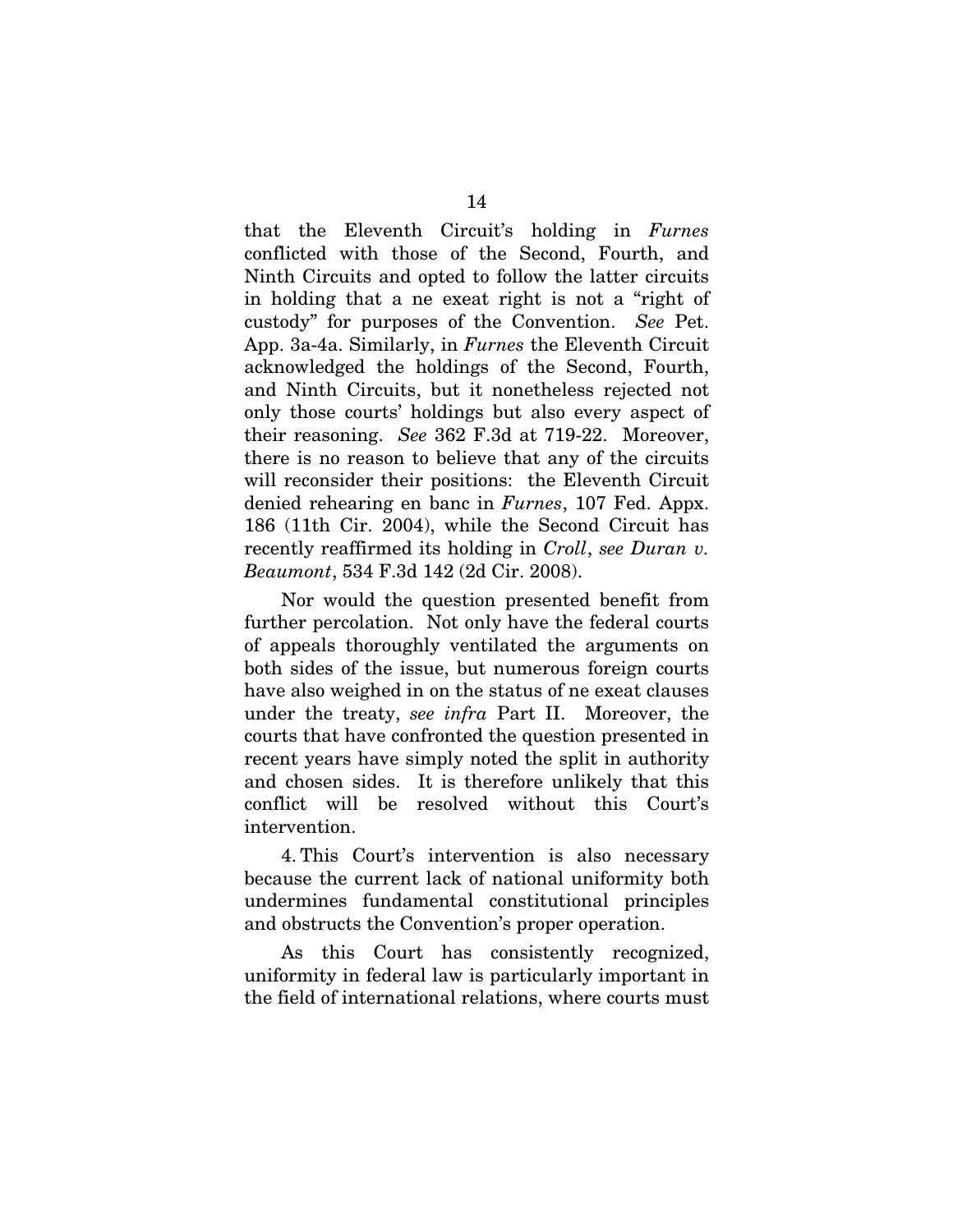that the Eleventh Circuit's holding in *Furnes* conflicted with those of the Second, Fourth, and Ninth Circuits and opted to follow the latter circuits in holding that a ne exeat right is not a "right of custody" for purposes of the Convention. *See* Pet. App. 3a-4a. Similarly, in *Furnes* the Eleventh Circuit acknowledged the holdings of the Second, Fourth, and Ninth Circuits, but it nonetheless rejected not only those courts' holdings but also every aspect of their reasoning. *See* 362 F.3d at 719-22. Moreover, there is no reason to believe that any of the circuits will reconsider their positions: the Eleventh Circuit denied rehearing en banc in *Furnes*, 107 Fed. Appx. 186 (11th Cir. 2004), while the Second Circuit has recently reaffirmed its holding in *Croll*, *see Duran v. Beaumont*, 534 F.3d 142 (2d Cir. 2008).

Nor would the question presented benefit from further percolation. Not only have the federal courts of appeals thoroughly ventilated the arguments on both sides of the issue, but numerous foreign courts have also weighed in on the status of ne exeat clauses under the treaty, *see infra* Part II. Moreover, the courts that have confronted the question presented in recent years have simply noted the split in authority and chosen sides. It is therefore unlikely that this conflict will be resolved without this Court's intervention.

4. This Court's intervention is also necessary because the current lack of national uniformity both undermines fundamental constitutional principles and obstructs the Convention's proper operation.

As this Court has consistently recognized, uniformity in federal law is particularly important in the field of international relations, where courts must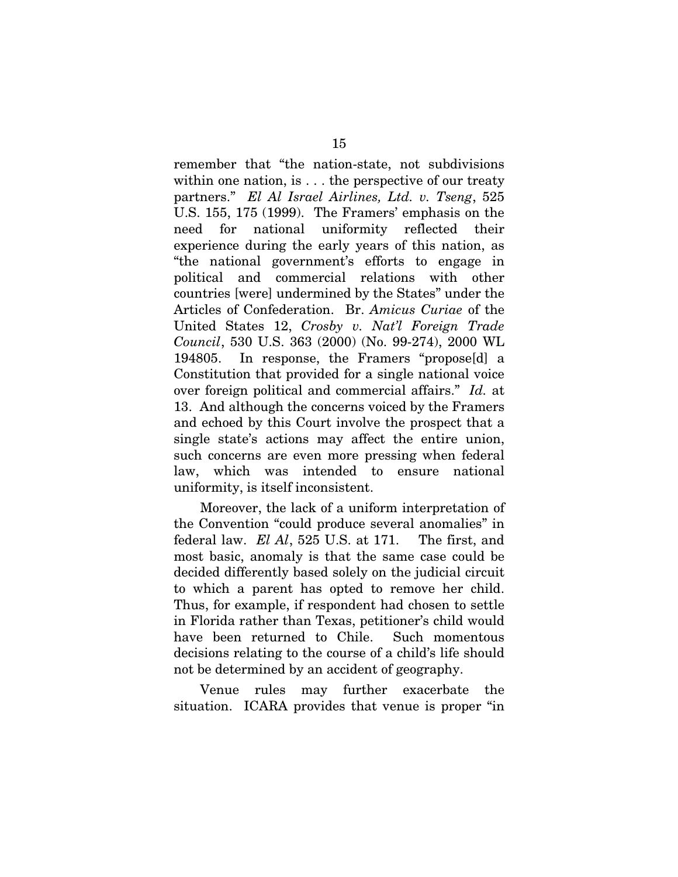remember that "the nation-state, not subdivisions within one nation, is . . . the perspective of our treaty partners." *El Al Israel Airlines, Ltd. v. Tseng*, 525 U.S. 155, 175 (1999). The Framers' emphasis on the need for national uniformity reflected their experience during the early years of this nation, as "the national government's efforts to engage in political and commercial relations with other countries [were] undermined by the States" under the Articles of Confederation. Br. *Amicus Curiae* of the United States 12, *Crosby v. Nat'l Foreign Trade Council*, 530 U.S. 363 (2000) (No. 99-274), 2000 WL 194805. In response, the Framers "propose[d] a Constitution that provided for a single national voice over foreign political and commercial affairs." *Id.* at 13. And although the concerns voiced by the Framers and echoed by this Court involve the prospect that a single state's actions may affect the entire union, such concerns are even more pressing when federal law, which was intended to ensure national uniformity, is itself inconsistent.

Moreover, the lack of a uniform interpretation of the Convention "could produce several anomalies" in federal law. *El Al*, 525 U.S. at 171. The first, and most basic, anomaly is that the same case could be decided differently based solely on the judicial circuit to which a parent has opted to remove her child. Thus, for example, if respondent had chosen to settle in Florida rather than Texas, petitioner's child would have been returned to Chile. Such momentous decisions relating to the course of a child's life should not be determined by an accident of geography.

Venue rules may further exacerbate the situation. ICARA provides that venue is proper "in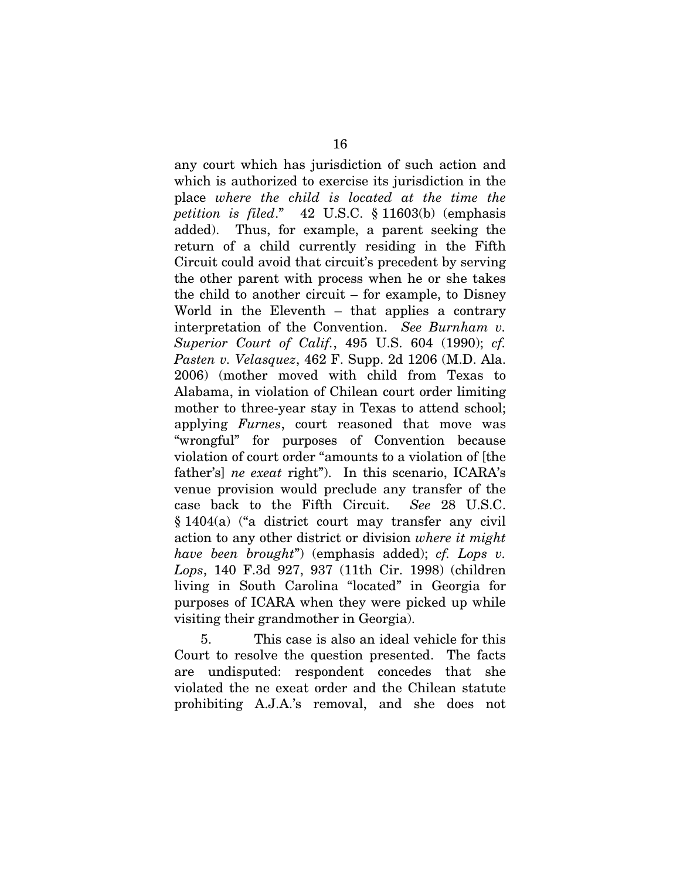any court which has jurisdiction of such action and which is authorized to exercise its jurisdiction in the place *where the child is located at the time the petition is filed*." 42 U.S.C. § 11603(b) (emphasis added). Thus, for example, a parent seeking the return of a child currently residing in the Fifth Circuit could avoid that circuit's precedent by serving the other parent with process when he or she takes the child to another circuit – for example, to Disney World in the Eleventh – that applies a contrary interpretation of the Convention. *See Burnham v. Superior Court of Calif.*, 495 U.S. 604 (1990); *cf. Pasten v. Velasquez*, 462 F. Supp. 2d 1206 (M.D. Ala. 2006) (mother moved with child from Texas to Alabama, in violation of Chilean court order limiting mother to three-year stay in Texas to attend school; applying *Furnes*, court reasoned that move was "wrongful" for purposes of Convention because violation of court order "amounts to a violation of [the father's] *ne exeat* right"). In this scenario, ICARA's venue provision would preclude any transfer of the case back to the Fifth Circuit. *See* 28 U.S.C. § 1404(a) ("a district court may transfer any civil action to any other district or division *where it might have been brought*") (emphasis added); *cf. Lops v. Lops*, 140 F.3d 927, 937 (11th Cir. 1998) (children living in South Carolina "located" in Georgia for purposes of ICARA when they were picked up while visiting their grandmother in Georgia).

5. This case is also an ideal vehicle for this Court to resolve the question presented. The facts are undisputed: respondent concedes that she violated the ne exeat order and the Chilean statute prohibiting A.J.A.'s removal, and she does not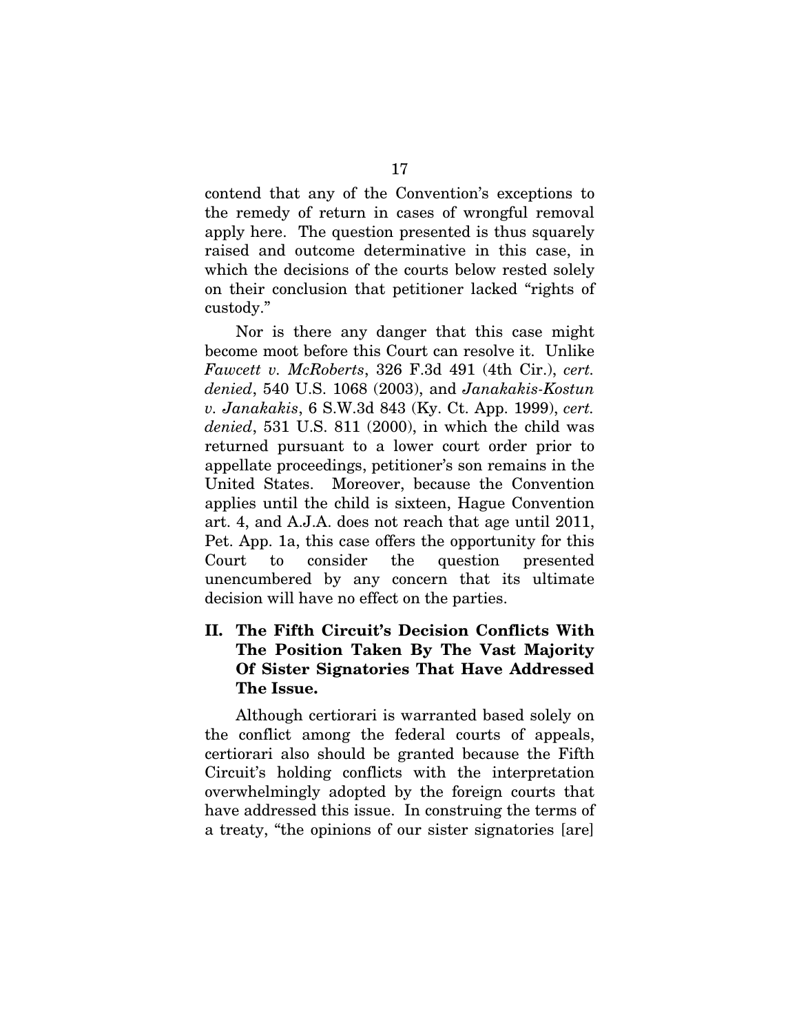contend that any of the Convention's exceptions to the remedy of return in cases of wrongful removal apply here. The question presented is thus squarely raised and outcome determinative in this case, in which the decisions of the courts below rested solely on their conclusion that petitioner lacked "rights of custody."

Nor is there any danger that this case might become moot before this Court can resolve it. Unlike *Fawcett v. McRoberts*, 326 F.3d 491 (4th Cir.), *cert. denied*, 540 U.S. 1068 (2003), and *Janakakis-Kostun v. Janakakis*, 6 S.W.3d 843 (Ky. Ct. App. 1999), *cert. denied*, 531 U.S. 811 (2000), in which the child was returned pursuant to a lower court order prior to appellate proceedings, petitioner's son remains in the United States. Moreover, because the Convention applies until the child is sixteen, Hague Convention art. 4, and A.J.A. does not reach that age until 2011, Pet. App. 1a, this case offers the opportunity for this Court to consider the question presented unencumbered by any concern that its ultimate decision will have no effect on the parties.

## II. The Fifth Circuit's Decision Conflicts With The Position Taken By The Vast Majority Of Sister Signatories That Have Addressed The Issue.

Although certiorari is warranted based solely on the conflict among the federal courts of appeals, certiorari also should be granted because the Fifth Circuit's holding conflicts with the interpretation overwhelmingly adopted by the foreign courts that have addressed this issue. In construing the terms of a treaty, "the opinions of our sister signatories [are]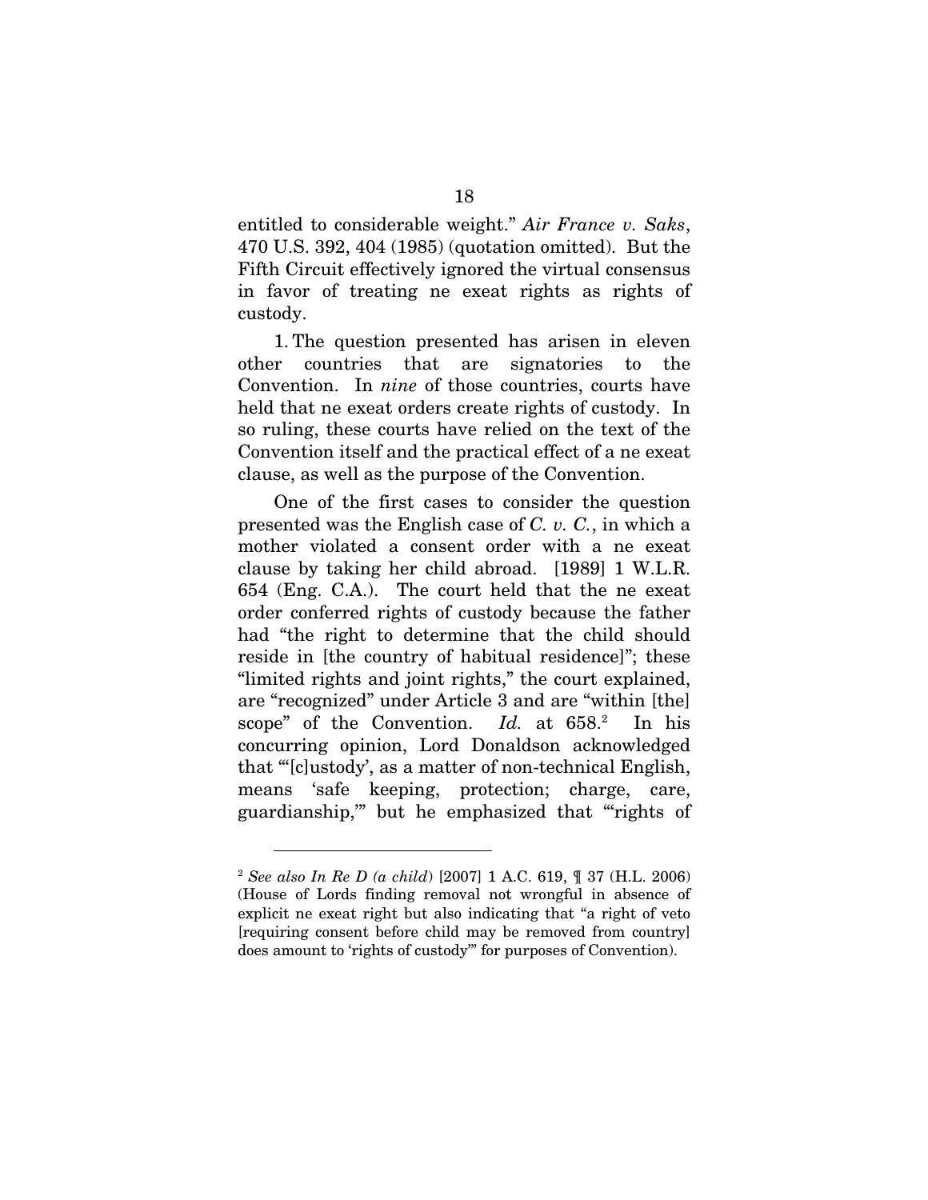entitled to considerable weight." *Air France v. Saks*, 470 U.S. 392, 404 (1985) (quotation omitted). But the Fifth Circuit effectively ignored the virtual consensus in favor of treating ne exeat rights as rights of custody.

1. The question presented has arisen in eleven other countries that are signatories to the Convention. In *nine* of those countries, courts have held that ne exeat orders create rights of custody. In so ruling, these courts have relied on the text of the Convention itself and the practical effect of a ne exeat clause, as well as the purpose of the Convention.

One of the first cases to consider the question presented was the English case of *C. v. C.*, in which a mother violated a consent order with a ne exeat clause by taking her child abroad. [1989] 1 W.L.R. 654 (Eng. C.A.). The court held that the ne exeat order conferred rights of custody because the father had "the right to determine that the child should reside in [the country of habitual residence]"; these "limited rights and joint rights," the court explained, are "recognized" under Article 3 and are "within [the] scope" of the Convention. *Id.* at 658.[2] In his concurring opinion, Lord Donaldson acknowledged that "'[c]ustody', as a matter of non-technical English, means 'safe keeping, protection; charge, care, guardianship,'" but he emphasized that "'rights of

---

[2] *See also In Re D (a child)* [2007] 1 A.C. 619, ¶ 37 (H.L. 2006) (House of Lords finding removal not wrongful in absence of explicit ne exeat right but also indicating that "a right of veto [requiring consent before child may be removed from country] does amount to 'rights of custody'" for purposes of Convention).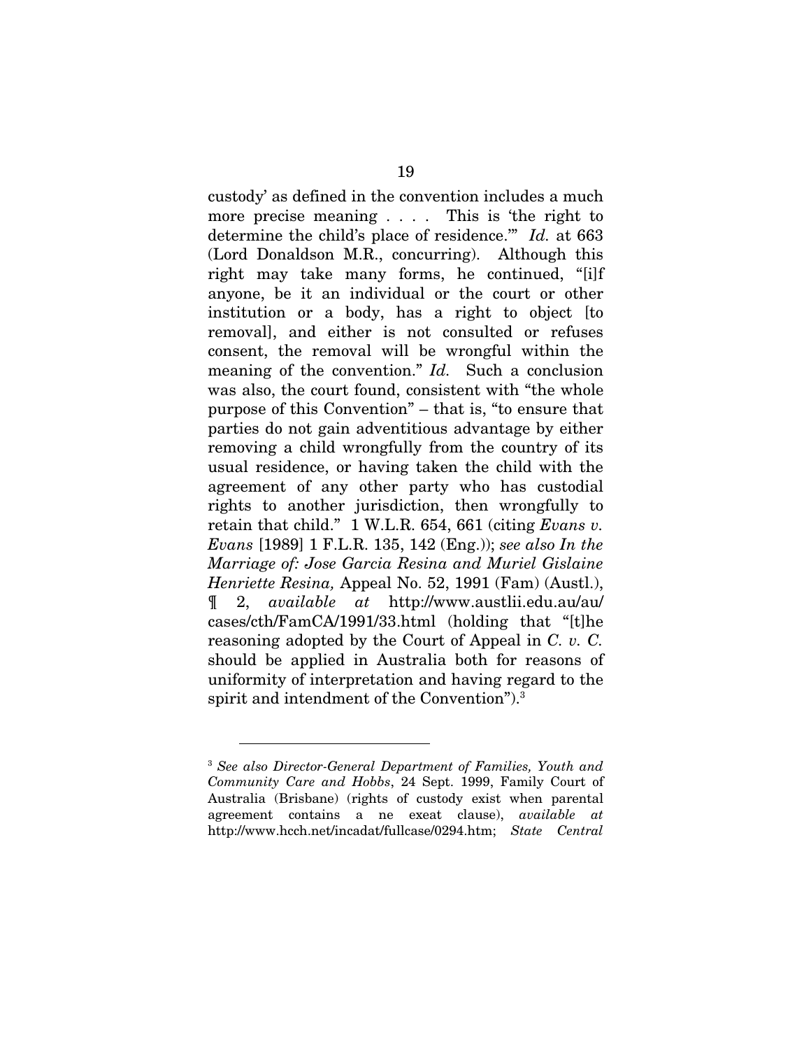custody' as defined in the convention includes a much more precise meaning . . . . This is 'the right to determine the child's place of residence.'" *Id.* at 663 (Lord Donaldson M.R., concurring). Although this right may take many forms, he continued, "[i]f anyone, be it an individual or the court or other institution or a body, has a right to object [to removal], and either is not consulted or refuses consent, the removal will be wrongful within the meaning of the convention." *Id.* Such a conclusion was also, the court found, consistent with "the whole purpose of this Convention" – that is, "to ensure that parties do not gain adventitious advantage by either removing a child wrongfully from the country of its usual residence, or having taken the child with the agreement of any other party who has custodial rights to another jurisdiction, then wrongfully to retain that child." 1 W.L.R. 654, 661 (citing *Evans v. Evans* [1989] 1 F.L.R. 135, 142 (Eng.)); *see also In the Marriage of: Jose Garcia Resina and Muriel Gislaine Henriette Resina,* Appeal No. 52, 1991 (Fam) (Austl.), ¶ 2, *available at* http://www.austlii.edu.au/au/cases/cth/FamCA/1991/33.html (holding that "[t]he reasoning adopted by the Court of Appeal in *C. v. C.* should be applied in Australia both for reasons of uniformity of interpretation and having regard to the spirit and intendment of the Convention").[3]

---

[3] *See also Director-General Department of Families, Youth and Community Care and Hobbs*, 24 Sept. 1999, Family Court of Australia (Brisbane) (rights of custody exist when parental agreement contains a ne exeat clause), *available at* http://www.hcch.net/incadat/fullcase/0294.htm; *State Central*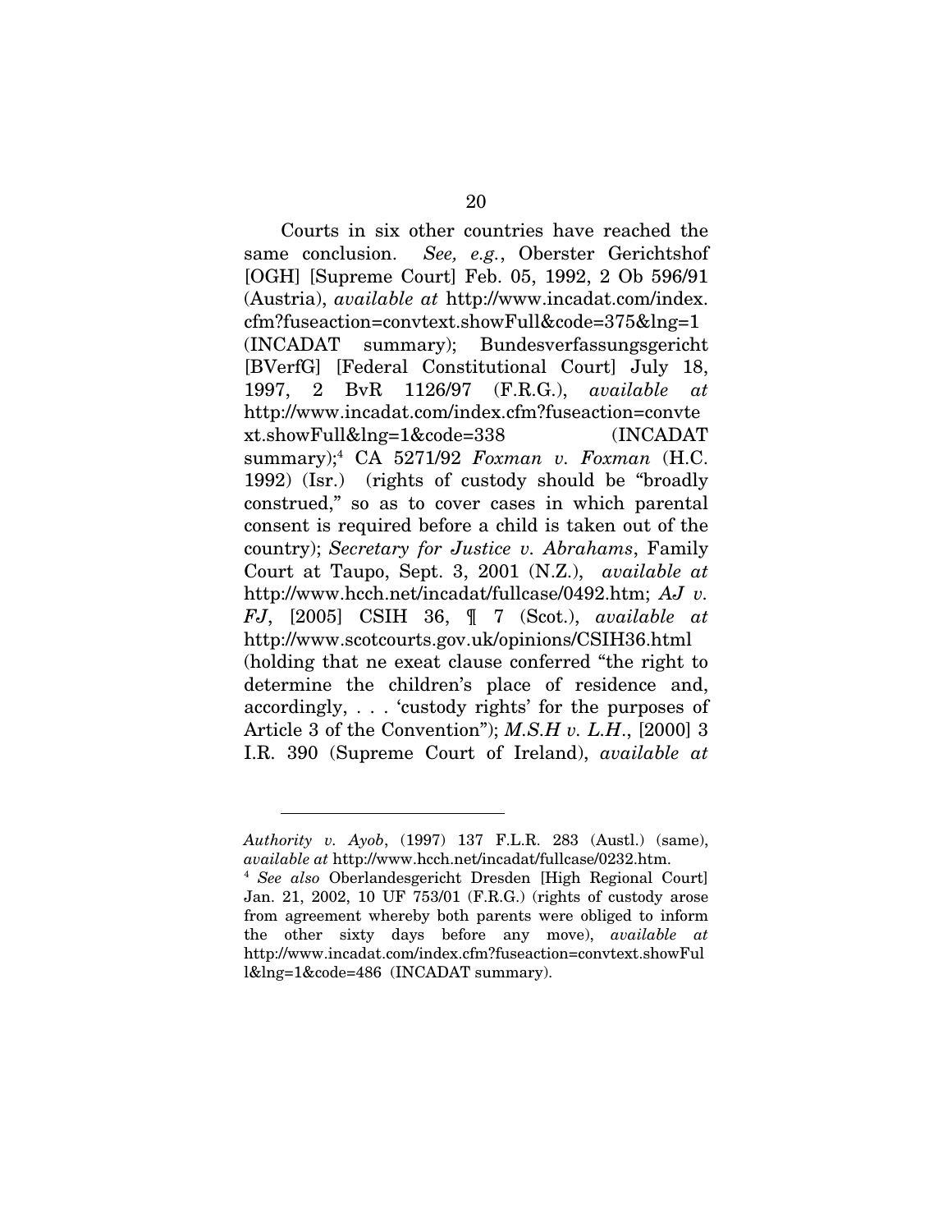Courts in six other countries have reached the same conclusion. *See, e.g.*, Oberster Gerichtshof [OGH] [Supreme Court] Feb. 05, 1992, 2 Ob 596/91 (Austria), *available at* http://www.incadat.com/index.cfm?fuseaction=convtext.showFull&code=375&lng=1 (INCADAT summary); Bundesverfassungsgericht [BVerfG] [Federal Constitutional Court] July 18, 1997, 2 BvR 1126/97 (F.R.G.), *available at* http://www.incadat.com/index.cfm?fuseaction=convtext.showFull&lng=1&code=338 (INCADAT summary);[4] CA 5271/92 *Foxman v. Foxman* (H.C. 1992) (Isr.) (rights of custody should be "broadly construed," so as to cover cases in which parental consent is required before a child is taken out of the country); *Secretary for Justice v. Abrahams*, Family Court at Taupo, Sept. 3, 2001 (N.Z.), *available at* http://www.hcch.net/incadat/fullcase/0492.htm; *AJ v. FJ*, [2005] CSIH 36, ¶ 7 (Scot.), *available at* http://www.scotcourts.gov.uk/opinions/CSIH36.html (holding that ne exeat clause conferred "the right to determine the children's place of residence and, accordingly, . . . 'custody rights' for the purposes of Article 3 of the Convention"); *M.S.H v. L.H.*, [2000] 3 I.R. 390 (Supreme Court of Ireland), *available at*

---

*Authority v. Ayob*, (1997) 137 F.L.R. 283 (Austl.) (same), *available at* http://www.hcch.net/incadat/fullcase/0232.htm.

[4] *See also* Oberlandesgericht Dresden [High Regional Court] Jan. 21, 2002, 10 UF 753/01 (F.R.G.) (rights of custody arose from agreement whereby both parents were obliged to inform the other sixty days before any move), *available at* http://www.incadat.com/index.cfm?fuseaction=convtext.showFull&lng=1&code=486 (INCADAT summary).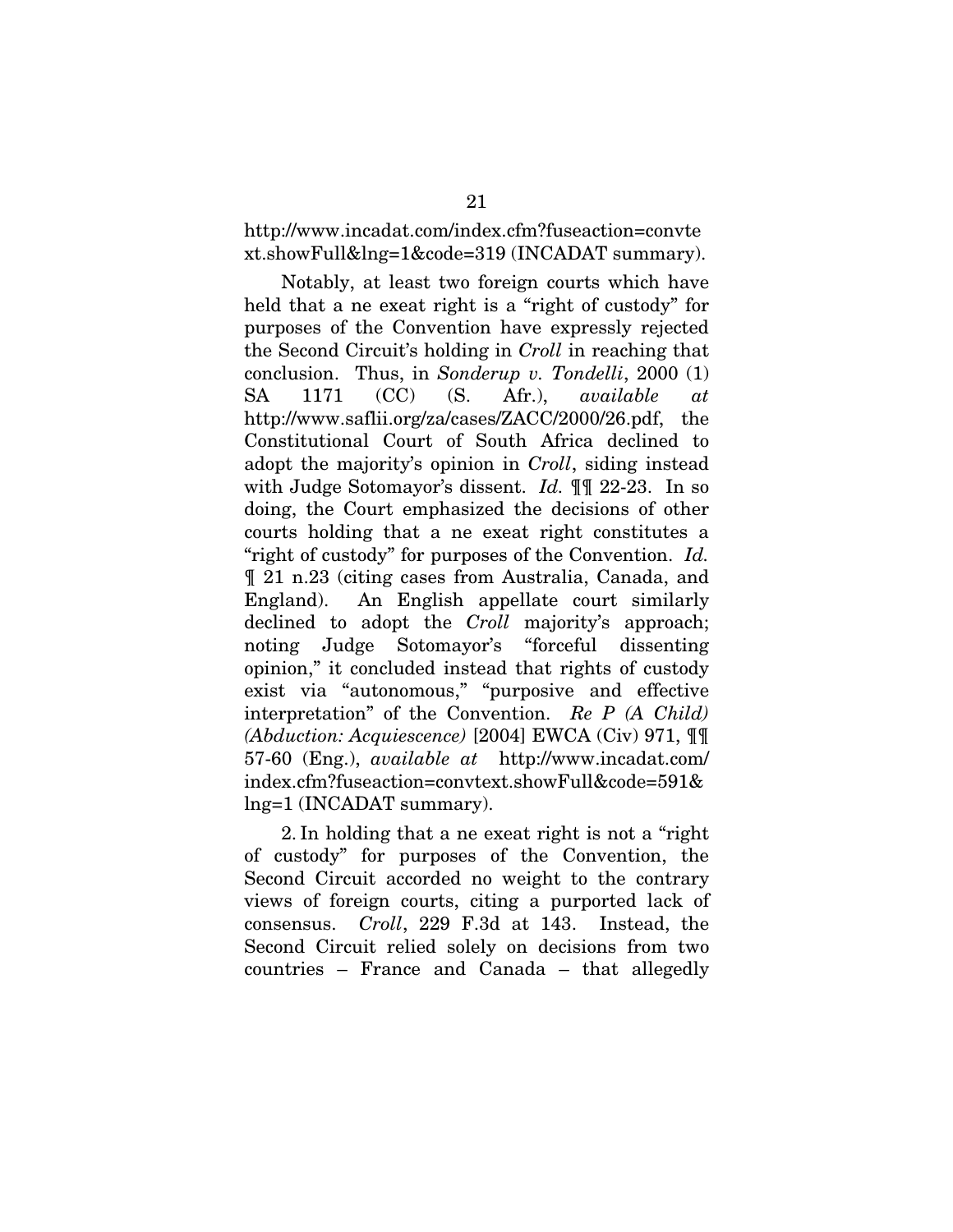http://www.incadat.com/index.cfm?fuseaction=convtext.showFull&lng=1&code=319 (INCADAT summary).

Notably, at least two foreign courts which have held that a ne exeat right is a "right of custody" for purposes of the Convention have expressly rejected the Second Circuit's holding in *Croll* in reaching that conclusion. Thus, in *Sonderup v. Tondelli*, 2000 (1) SA 1171 (CC) (S. Afr.), *available at* http://www.saflii.org/za/cases/ZACC/2000/26.pdf, the Constitutional Court of South Africa declined to adopt the majority's opinion in *Croll*, siding instead with Judge Sotomayor's dissent. *Id.* ¶¶ 22-23. In so doing, the Court emphasized the decisions of other courts holding that a ne exeat right constitutes a "right of custody" for purposes of the Convention. *Id.* ¶ 21 n.23 (citing cases from Australia, Canada, and England). An English appellate court similarly declined to adopt the *Croll* majority's approach; noting Judge Sotomayor's "forceful dissenting opinion," it concluded instead that rights of custody exist via "autonomous," "purposive and effective interpretation" of the Convention. *Re P (A Child) (Abduction: Acquiescence)* [2004] EWCA (Civ) 971, ¶¶ 57-60 (Eng.), *available at* http://www.incadat.com/index.cfm?fuseaction=convtext.showFull&code=591&lng=1 (INCADAT summary).

2. In holding that a ne exeat right is not a "right of custody" for purposes of the Convention, the Second Circuit accorded no weight to the contrary views of foreign courts, citing a purported lack of consensus. *Croll*, 229 F.3d at 143. Instead, the Second Circuit relied solely on decisions from two countries – France and Canada – that allegedly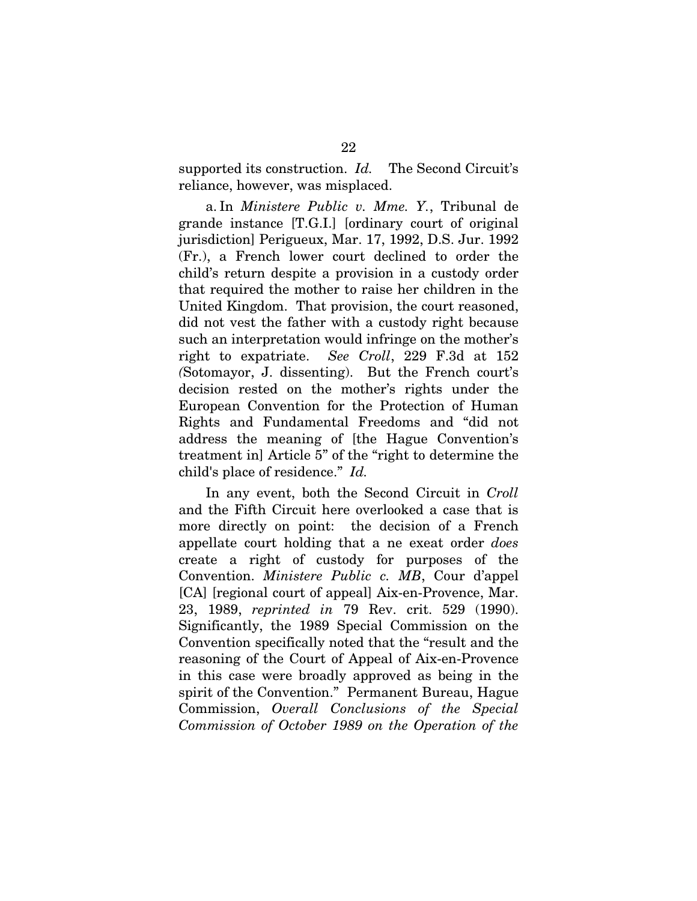supported its construction. *Id.* The Second Circuit's reliance, however, was misplaced.

a. In *Ministere Public v. Mme. Y.*, Tribunal de grande instance [T.G.I.] [ordinary court of original jurisdiction] Perigueux, Mar. 17, 1992, D.S. Jur. 1992 (Fr.), a French lower court declined to order the child's return despite a provision in a custody order that required the mother to raise her children in the United Kingdom. That provision, the court reasoned, did not vest the father with a custody right because such an interpretation would infringe on the mother's right to expatriate. *See Croll*, 229 F.3d at 152 (Sotomayor, J. dissenting). But the French court's decision rested on the mother's rights under the European Convention for the Protection of Human Rights and Fundamental Freedoms and "did not address the meaning of [the Hague Convention's treatment in] Article 5" of the "right to determine the child's place of residence." *Id.*

In any event, both the Second Circuit in *Croll* and the Fifth Circuit here overlooked a case that is more directly on point: the decision of a French appellate court holding that a ne exeat order *does* create a right of custody for purposes of the Convention. *Ministere Public c. MB*, Cour d'appel [CA] [regional court of appeal] Aix-en-Provence, Mar. 23, 1989, *reprinted in* 79 Rev. crit. 529 (1990). Significantly, the 1989 Special Commission on the Convention specifically noted that the "result and the reasoning of the Court of Appeal of Aix-en-Provence in this case were broadly approved as being in the spirit of the Convention." Permanent Bureau, Hague Commission, *Overall Conclusions of the Special Commission of October 1989 on the Operation of the*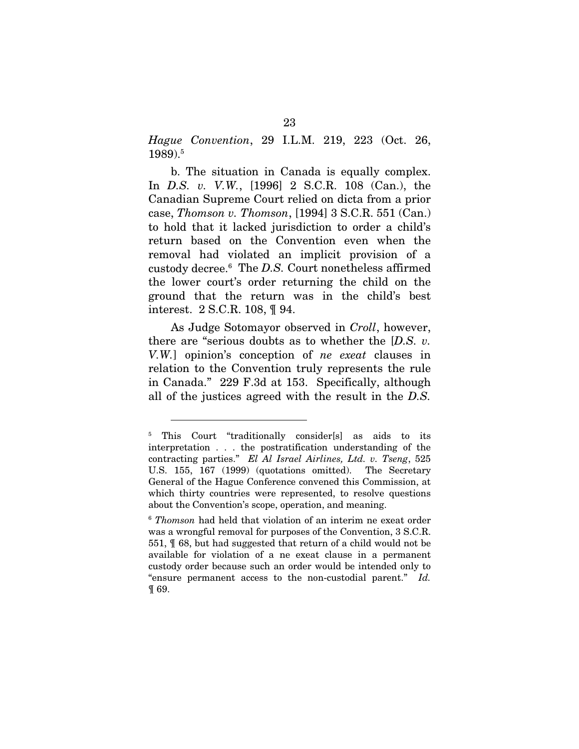*Hague Convention*, 29 I.L.M. 219, 223 (Oct. 26, 1989).[5]

b. The situation in Canada is equally complex. In *D.S. v. V.W.*, [1996] 2 S.C.R. 108 (Can.), the Canadian Supreme Court relied on dicta from a prior case, *Thomson v. Thomson*, [1994] 3 S.C.R. 551 (Can.) to hold that it lacked jurisdiction to order a child's return based on the Convention even when the removal had violated an implicit provision of a custody decree.[6] The *D.S.* Court nonetheless affirmed the lower court's order returning the child on the ground that the return was in the child's best interest. 2 S.C.R. 108, ¶ 94.

As Judge Sotomayor observed in *Croll*, however, there are "serious doubts as to whether the [*D.S. v. V.W.*] opinion's conception of *ne exeat* clauses in relation to the Convention truly represents the rule in Canada." 229 F.3d at 153. Specifically, although all of the justices agreed with the result in the *D.S.*

---

[5] This Court "traditionally consider[s] as aids to its interpretation . . . the postratification understanding of the contracting parties." *El Al Israel Airlines, Ltd. v. Tseng*, 525 U.S. 155, 167 (1999) (quotations omitted). The Secretary General of the Hague Conference convened this Commission, at which thirty countries were represented, to resolve questions about the Convention's scope, operation, and meaning.

[6] *Thomson* had held that violation of an interim ne exeat order was a wrongful removal for purposes of the Convention, 3 S.C.R. 551, ¶ 68, but had suggested that return of a child would not be available for violation of a ne exeat clause in a permanent custody order because such an order would be intended only to "ensure permanent access to the non-custodial parent." *Id.* ¶ 69.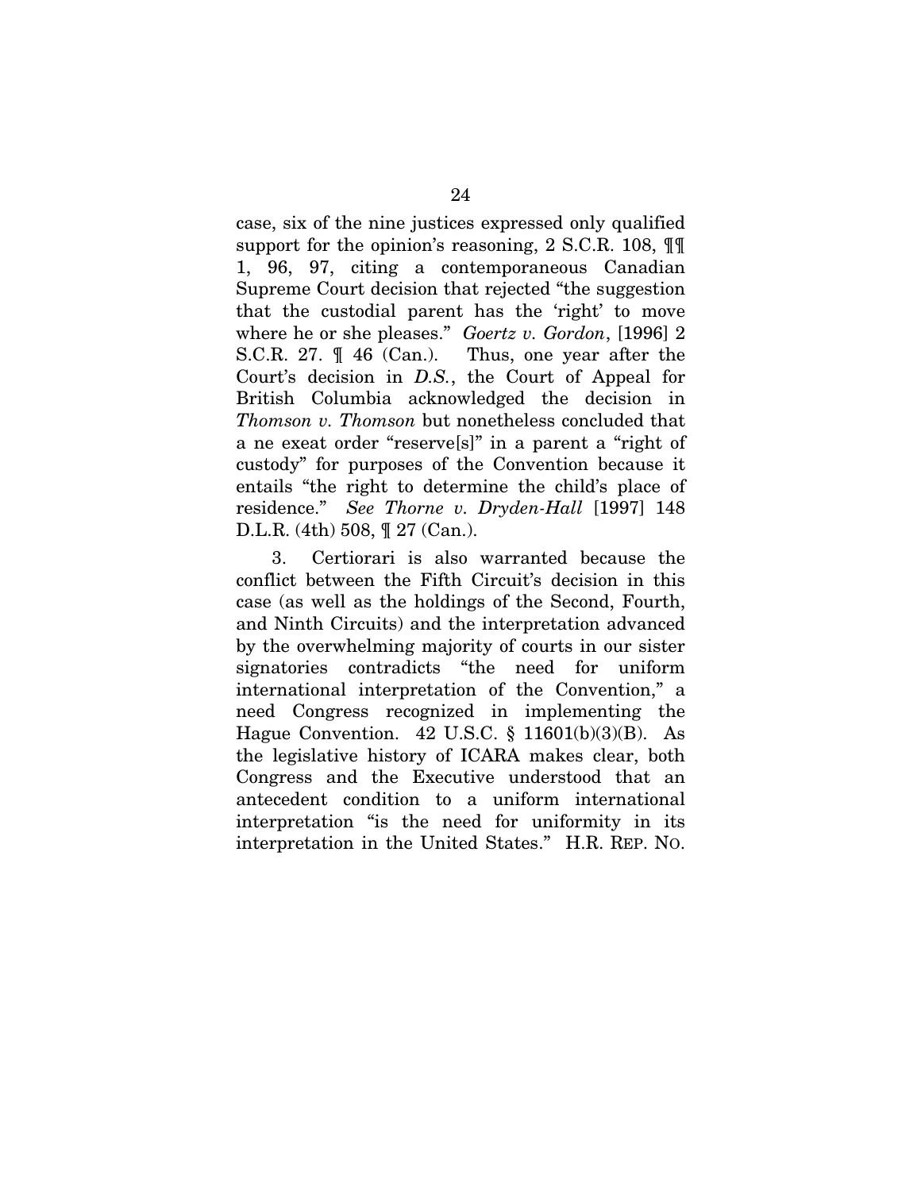case, six of the nine justices expressed only qualified support for the opinion's reasoning, 2 S.C.R. 108, ¶¶ 1, 96, 97, citing a contemporaneous Canadian Supreme Court decision that rejected "the suggestion that the custodial parent has the 'right' to move where he or she pleases." *Goertz v. Gordon*, [1996] 2 S.C.R. 27. ¶ 46 (Can.). Thus, one year after the Court's decision in *D.S.*, the Court of Appeal for British Columbia acknowledged the decision in *Thomson v. Thomson* but nonetheless concluded that a ne exeat order "reserve[s]" in a parent a "right of custody" for purposes of the Convention because it entails "the right to determine the child's place of residence." *See Thorne v. Dryden-Hall* [1997] 148 D.L.R. (4th) 508, ¶ 27 (Can.).

3. Certiorari is also warranted because the conflict between the Fifth Circuit's decision in this case (as well as the holdings of the Second, Fourth, and Ninth Circuits) and the interpretation advanced by the overwhelming majority of courts in our sister signatories contradicts "the need for uniform international interpretation of the Convention," a need Congress recognized in implementing the Hague Convention. 42 U.S.C. § 11601(b)(3)(B). As the legislative history of ICARA makes clear, both Congress and the Executive understood that an antecedent condition to a uniform international interpretation "is the need for uniformity in its interpretation in the United States." H.R. REP. NO.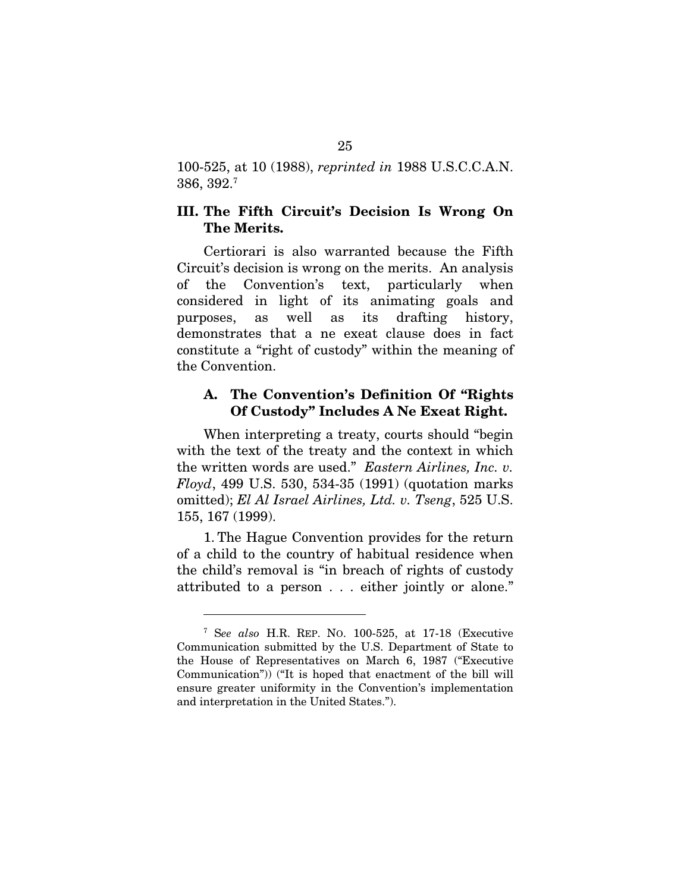100-525, at 10 (1988), *reprinted in* 1988 U.S.C.C.A.N. 386, 392.[7]

## III. The Fifth Circuit's Decision Is Wrong On The Merits.

Certiorari is also warranted because the Fifth Circuit's decision is wrong on the merits. An analysis of the Convention's text, particularly when considered in light of its animating goals and purposes, as well as its drafting history, demonstrates that a ne exeat clause does in fact constitute a "right of custody" within the meaning of the Convention.

### A. The Convention's Definition Of "Rights Of Custody" Includes A Ne Exeat Right.

When interpreting a treaty, courts should "begin with the text of the treaty and the context in which the written words are used." *Eastern Airlines, Inc. v. Floyd*, 499 U.S. 530, 534-35 (1991) (quotation marks omitted); *El Al Israel Airlines, Ltd. v. Tseng*, 525 U.S. 155, 167 (1999).

1. The Hague Convention provides for the return of a child to the country of habitual residence when the child's removal is "in breach of rights of custody attributed to a person . . . either jointly or alone."

---

[7] S*ee also* H.R. REP. NO. 100-525, at 17-18 (Executive Communication submitted by the U.S. Department of State to the House of Representatives on March 6, 1987 ("Executive Communication")) ("It is hoped that enactment of the bill will ensure greater uniformity in the Convention's implementation and interpretation in the United States.").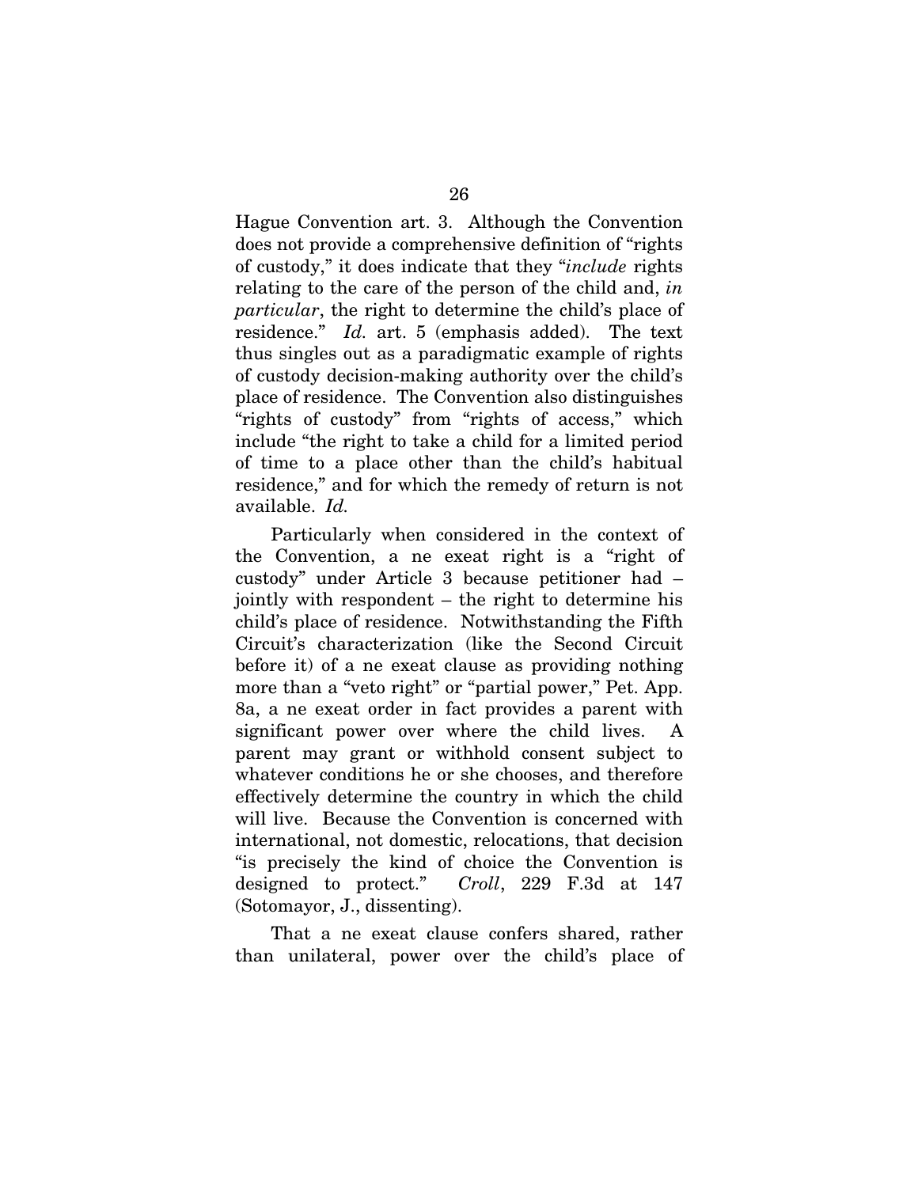Hague Convention art. 3. Although the Convention does not provide a comprehensive definition of "rights of custody," it does indicate that they "*include* rights relating to the care of the person of the child and, *in particular*, the right to determine the child's place of residence." *Id.* art. 5 (emphasis added). The text thus singles out as a paradigmatic example of rights of custody decision-making authority over the child's place of residence. The Convention also distinguishes "rights of custody" from "rights of access," which include "the right to take a child for a limited period of time to a place other than the child's habitual residence," and for which the remedy of return is not available. *Id.*

Particularly when considered in the context of the Convention, a ne exeat right is a "right of custody" under Article 3 because petitioner had – jointly with respondent – the right to determine his child's place of residence. Notwithstanding the Fifth Circuit's characterization (like the Second Circuit before it) of a ne exeat clause as providing nothing more than a "veto right" or "partial power," Pet. App. 8a, a ne exeat order in fact provides a parent with significant power over where the child lives. A parent may grant or withhold consent subject to whatever conditions he or she chooses, and therefore effectively determine the country in which the child will live. Because the Convention is concerned with international, not domestic, relocations, that decision "is precisely the kind of choice the Convention is designed to protect." *Croll*, 229 F.3d at 147 (Sotomayor, J., dissenting).

That a ne exeat clause confers shared, rather than unilateral, power over the child's place of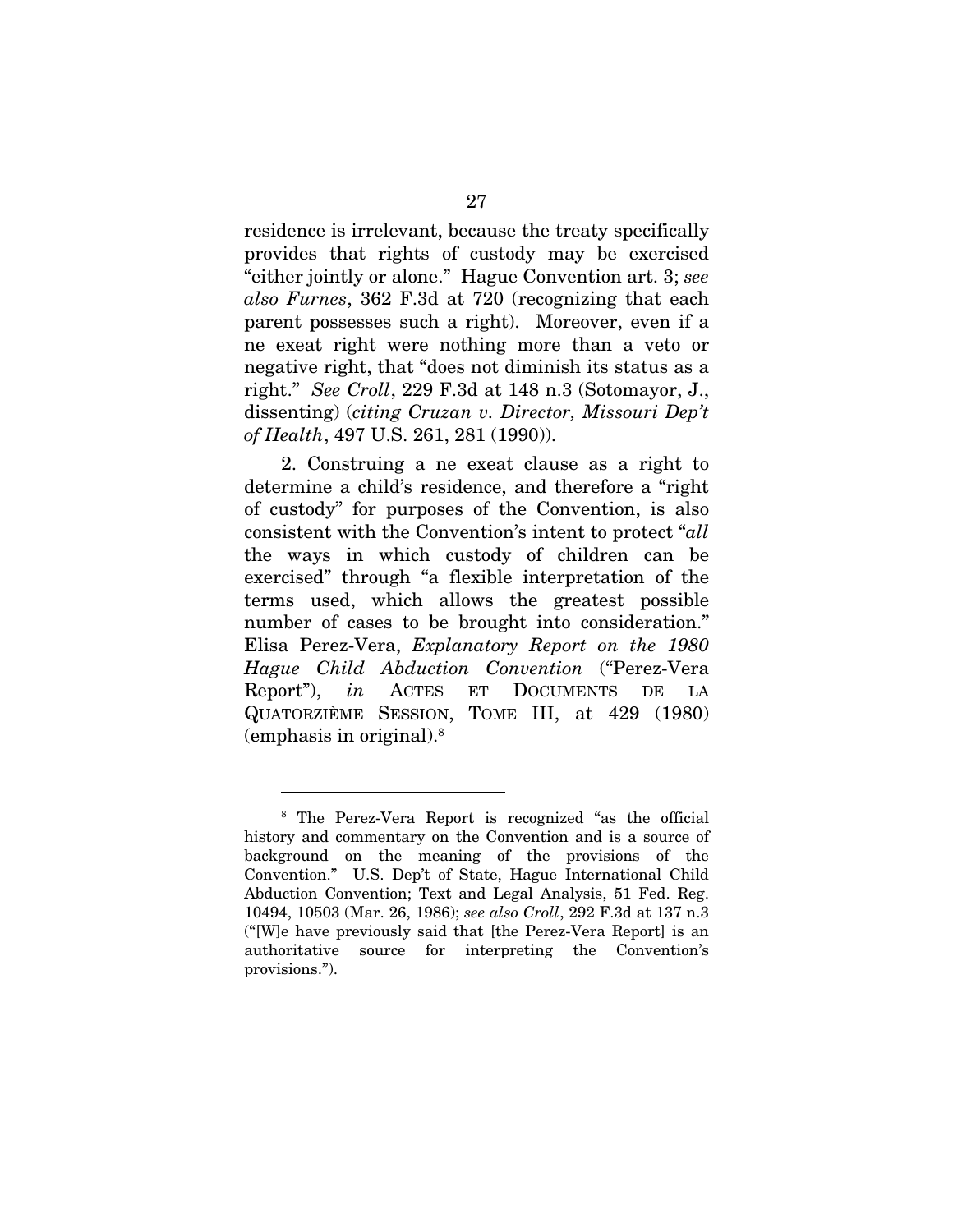residence is irrelevant, because the treaty specifically provides that rights of custody may be exercised "either jointly or alone." Hague Convention art. 3; *see also Furnes*, 362 F.3d at 720 (recognizing that each parent possesses such a right). Moreover, even if a ne exeat right were nothing more than a veto or negative right, that "does not diminish its status as a right." *See Croll*, 229 F.3d at 148 n.3 (Sotomayor, J., dissenting) (*citing Cruzan v. Director, Missouri Dep't of Health*, 497 U.S. 261, 281 (1990)).

2. Construing a ne exeat clause as a right to determine a child's residence, and therefore a "right of custody" for purposes of the Convention, is also consistent with the Convention's intent to protect "*all* the ways in which custody of children can be exercised" through "a flexible interpretation of the terms used, which allows the greatest possible number of cases to be brought into consideration." Elisa Perez-Vera, *Explanatory Report on the 1980 Hague Child Abduction Convention* ("Perez-Vera Report"), *in* ACTES ET DOCUMENTS DE LA QUATORZIÈME SESSION, TOME III, at 429 (1980) (emphasis in original).[8]

---

[8] The Perez-Vera Report is recognized "as the official history and commentary on the Convention and is a source of background on the meaning of the provisions of the Convention." U.S. Dep't of State, Hague International Child Abduction Convention; Text and Legal Analysis, 51 Fed. Reg. 10494, 10503 (Mar. 26, 1986); *see also Croll*, 292 F.3d at 137 n.3 ("[W]e have previously said that [the Perez-Vera Report] is an authoritative source for interpreting the Convention's provisions.").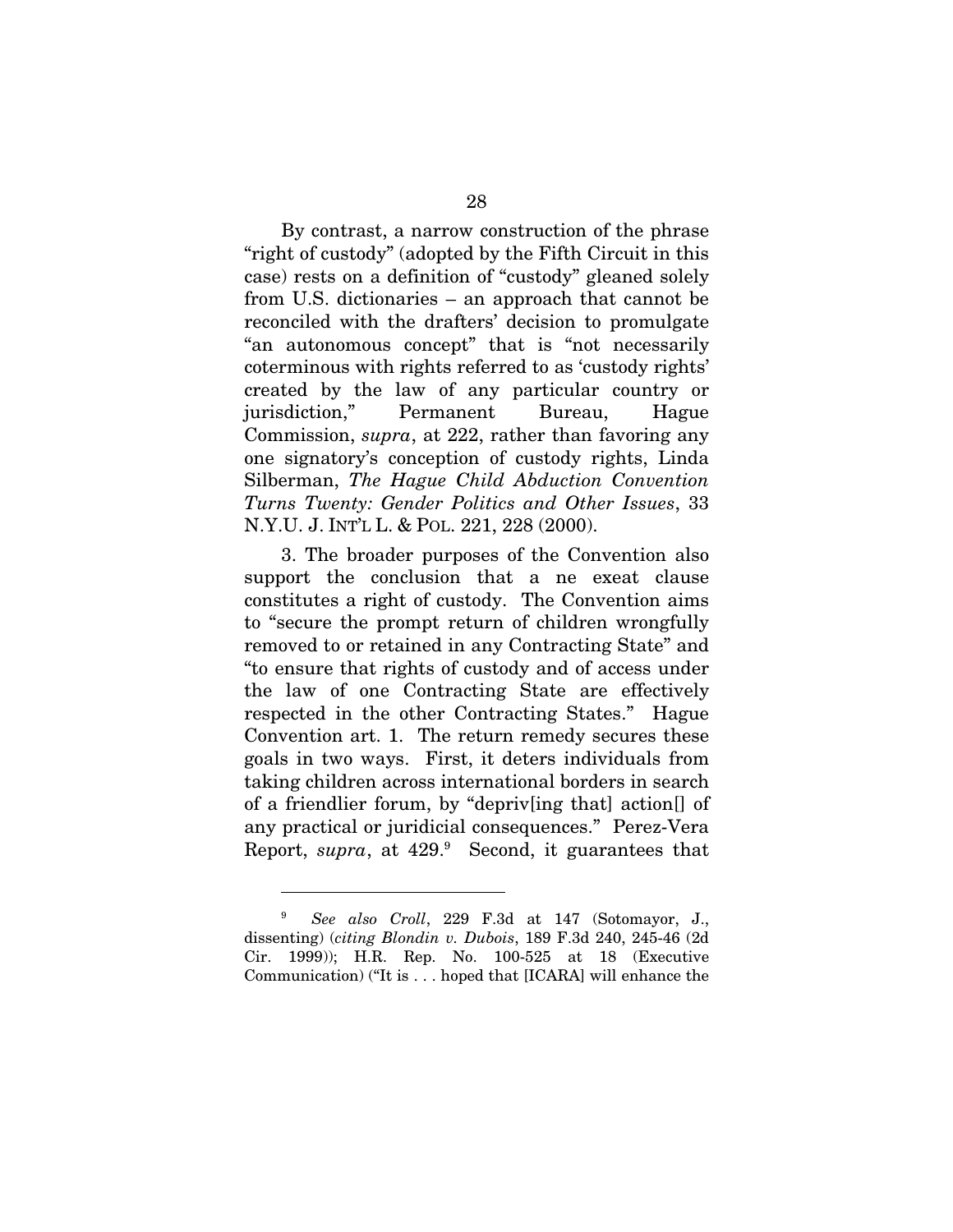By contrast, a narrow construction of the phrase "right of custody" (adopted by the Fifth Circuit in this case) rests on a definition of "custody" gleaned solely from U.S. dictionaries – an approach that cannot be reconciled with the drafters' decision to promulgate "an autonomous concept" that is "not necessarily coterminous with rights referred to as 'custody rights' created by the law of any particular country or jurisdiction," Permanent Bureau, Hague Commission, *supra*, at 222, rather than favoring any one signatory's conception of custody rights, Linda Silberman, *The Hague Child Abduction Convention Turns Twenty: Gender Politics and Other Issues*, 33 N.Y.U. J. INT'L L. & POL. 221, 228 (2000).

3. The broader purposes of the Convention also support the conclusion that a ne exeat clause constitutes a right of custody. The Convention aims to "secure the prompt return of children wrongfully removed to or retained in any Contracting State" and "to ensure that rights of custody and of access under the law of one Contracting State are effectively respected in the other Contracting States." Hague Convention art. 1. The return remedy secures these goals in two ways. First, it deters individuals from taking children across international borders in search of a friendlier forum, by "depriv[ing that] action[] of any practical or juridicial consequences." Perez-Vera Report, *supra*, at 429.[9] Second, it guarantees that

---

[9] *See also Croll*, 229 F.3d at 147 (Sotomayor, J., dissenting) (*citing Blondin v. Dubois*, 189 F.3d 240, 245-46 (2d Cir. 1999)); H.R. Rep. No. 100-525 at 18 (Executive Communication) ("It is . . . hoped that [ICARA] will enhance the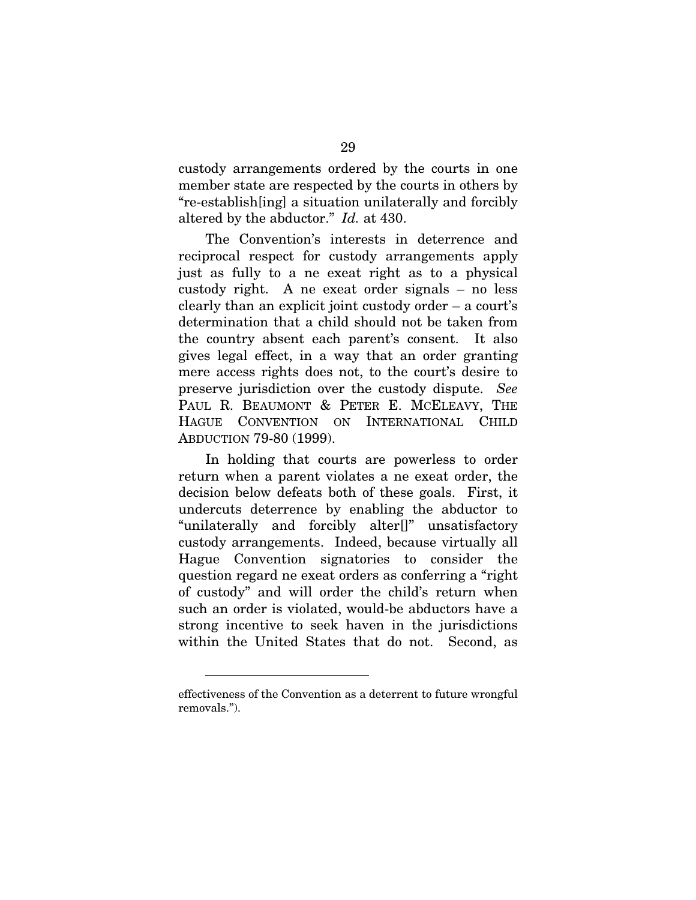custody arrangements ordered by the courts in one member state are respected by the courts in others by "re-establish[ing] a situation unilaterally and forcibly altered by the abductor." *Id.* at 430.

The Convention's interests in deterrence and reciprocal respect for custody arrangements apply just as fully to a ne exeat right as to a physical custody right. A ne exeat order signals – no less clearly than an explicit joint custody order – a court's determination that a child should not be taken from the country absent each parent's consent. It also gives legal effect, in a way that an order granting mere access rights does not, to the court's desire to preserve jurisdiction over the custody dispute. *See* PAUL R. BEAUMONT & PETER E. MCELEAVY, THE HAGUE CONVENTION ON INTERNATIONAL CHILD ABDUCTION 79-80 (1999).

In holding that courts are powerless to order return when a parent violates a ne exeat order, the decision below defeats both of these goals. First, it undercuts deterrence by enabling the abductor to "unilaterally and forcibly alter[]" unsatisfactory custody arrangements. Indeed, because virtually all Hague Convention signatories to consider the question regard ne exeat orders as conferring a "right of custody" and will order the child's return when such an order is violated, would-be abductors have a strong incentive to seek haven in the jurisdictions within the United States that do not. Second, as

---

effectiveness of the Convention as a deterrent to future wrongful removals.").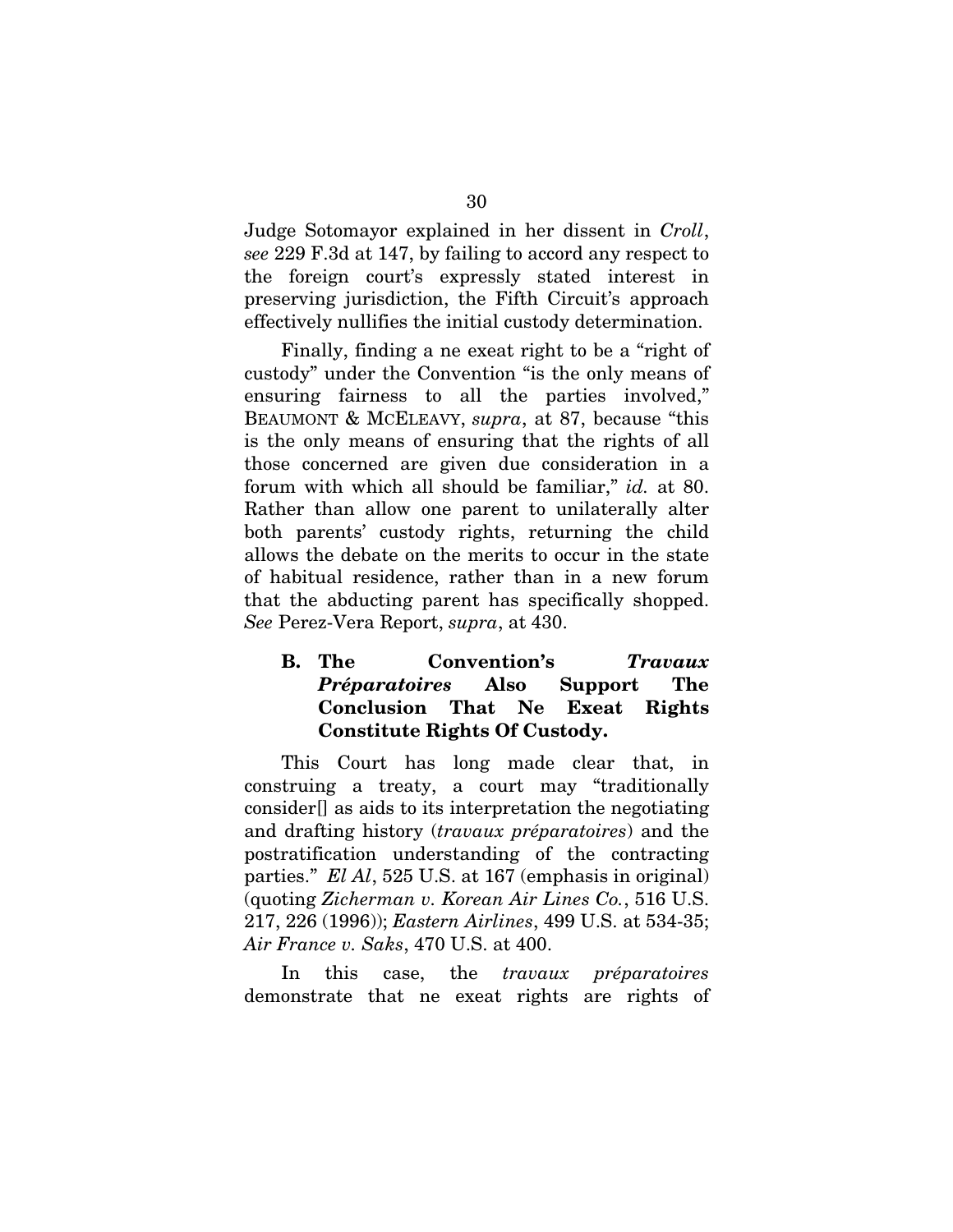Judge Sotomayor explained in her dissent in *Croll*, *see* 229 F.3d at 147, by failing to accord any respect to the foreign court's expressly stated interest in preserving jurisdiction, the Fifth Circuit's approach effectively nullifies the initial custody determination.

Finally, finding a ne exeat right to be a "right of custody" under the Convention "is the only means of ensuring fairness to all the parties involved," BEAUMONT & MCELEAVY, *supra*, at 87, because "this is the only means of ensuring that the rights of all those concerned are given due consideration in a forum with which all should be familiar," *id.* at 80. Rather than allow one parent to unilaterally alter both parents' custody rights, returning the child allows the debate on the merits to occur in the state of habitual residence, rather than in a new forum that the abducting parent has specifically shopped. *See* Perez-Vera Report, *supra*, at 430.

### B. The Convention's *Travaux Préparatoires* Also Support The Conclusion That Ne Exeat Rights Constitute Rights Of Custody.

This Court has long made clear that, in construing a treaty, a court may "traditionally consider[] as aids to its interpretation the negotiating and drafting history (*travaux préparatoires*) and the postratification understanding of the contracting parties." *El Al*, 525 U.S. at 167 (emphasis in original) (quoting *Zicherman v. Korean Air Lines Co.*, 516 U.S. 217, 226 (1996)); *Eastern Airlines*, 499 U.S. at 534-35; *Air France v. Saks*, 470 U.S. at 400.

In this case, the *travaux préparatoires* demonstrate that ne exeat rights are rights of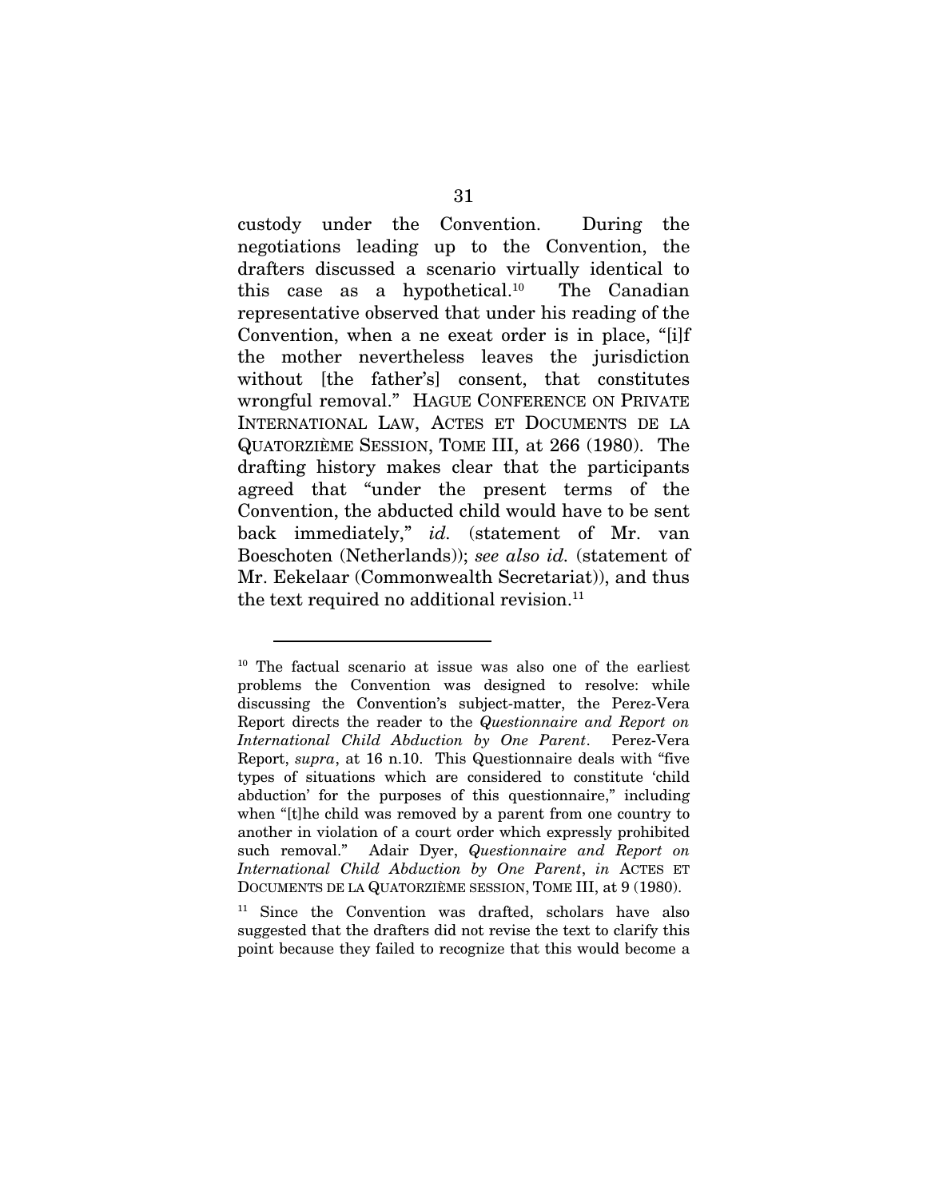custody under the Convention. During the negotiations leading up to the Convention, the drafters discussed a scenario virtually identical to this case as a hypothetical.[10] The Canadian representative observed that under his reading of the Convention, when a ne exeat order is in place, "[i]f the mother nevertheless leaves the jurisdiction without [the father's] consent, that constitutes wrongful removal." HAGUE CONFERENCE ON PRIVATE INTERNATIONAL LAW, ACTES ET DOCUMENTS DE LA QUATORZIÈME SESSION, TOME III, at 266 (1980). The drafting history makes clear that the participants agreed that "under the present terms of the Convention, the abducted child would have to be sent back immediately," *id.* (statement of Mr. van Boeschoten (Netherlands)); *see also id.* (statement of Mr. Eekelaar (Commonwealth Secretariat)), and thus the text required no additional revision.[11]

---

[10] The factual scenario at issue was also one of the earliest problems the Convention was designed to resolve: while discussing the Convention's subject-matter, the Perez-Vera Report directs the reader to the *Questionnaire and Report on International Child Abduction by One Parent*. Perez-Vera Report, *supra*, at 16 n.10. This Questionnaire deals with "five types of situations which are considered to constitute 'child abduction' for the purposes of this questionnaire," including when "[t]he child was removed by a parent from one country to another in violation of a court order which expressly prohibited such removal." Adair Dyer, *Questionnaire and Report on International Child Abduction by One Parent*, *in* ACTES ET DOCUMENTS DE LA QUATORZIÈME SESSION, TOME III, at 9 (1980).

[11] Since the Convention was drafted, scholars have also suggested that the drafters did not revise the text to clarify this point because they failed to recognize that this would become a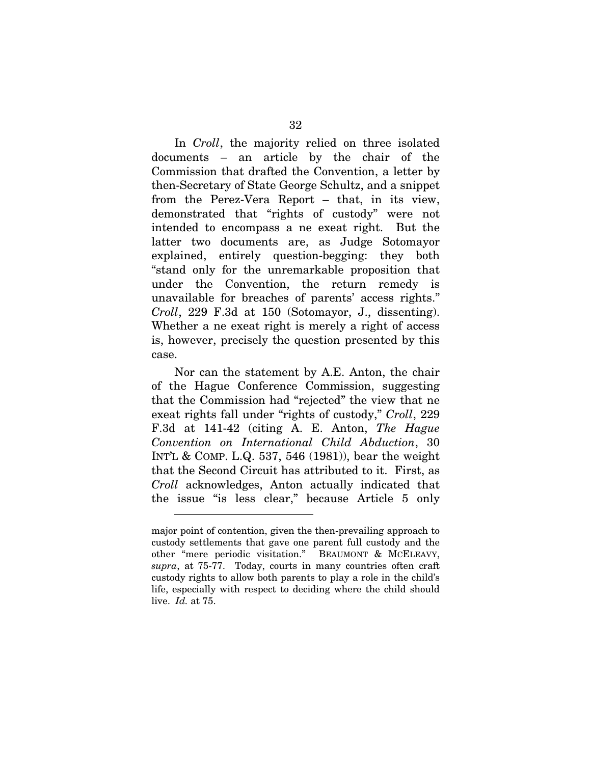In *Croll*, the majority relied on three isolated documents – an article by the chair of the Commission that drafted the Convention, a letter by then-Secretary of State George Schultz, and a snippet from the Perez-Vera Report – that, in its view, demonstrated that "rights of custody" were not intended to encompass a ne exeat right. But the latter two documents are, as Judge Sotomayor explained, entirely question-begging: they both "stand only for the unremarkable proposition that under the Convention, the return remedy is unavailable for breaches of parents' access rights." *Croll*, 229 F.3d at 150 (Sotomayor, J., dissenting). Whether a ne exeat right is merely a right of access is, however, precisely the question presented by this case.

Nor can the statement by A.E. Anton, the chair of the Hague Conference Commission, suggesting that the Commission had "rejected" the view that ne exeat rights fall under "rights of custody," *Croll*, 229 F.3d at 141-42 (citing A. E. Anton, *The Hague Convention on International Child Abduction*, 30 INT'L & COMP. L.Q. 537, 546 (1981)), bear the weight that the Second Circuit has attributed to it. First, as *Croll* acknowledges, Anton actually indicated that the issue "is less clear," because Article 5 only

---

major point of contention, given the then-prevailing approach to custody settlements that gave one parent full custody and the other "mere periodic visitation." BEAUMONT & MCELEAVY, *supra*, at 75-77. Today, courts in many countries often craft custody rights to allow both parents to play a role in the child's life, especially with respect to deciding where the child should live. *Id.* at 75.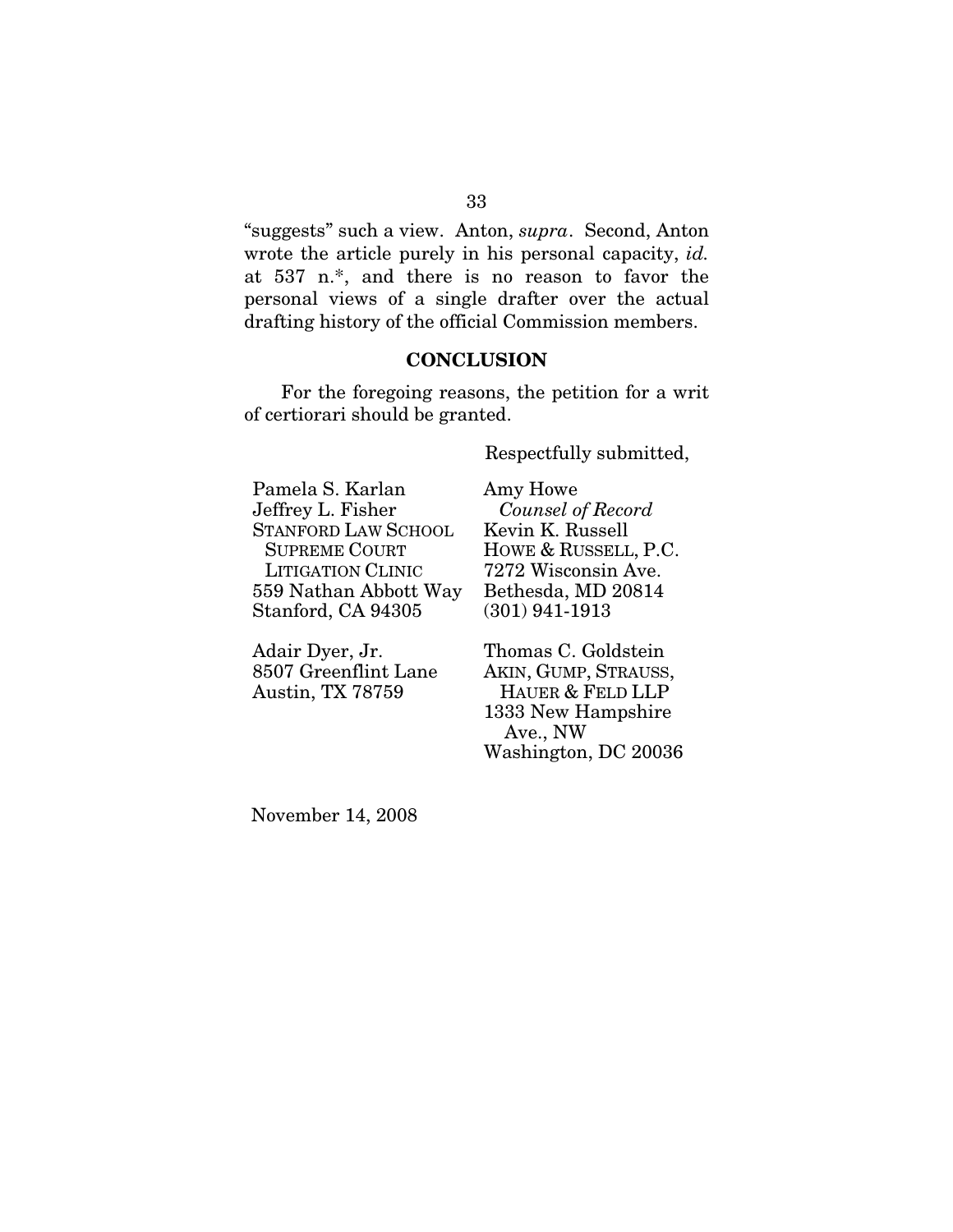"suggests" such a view. Anton, *supra*. Second, Anton wrote the article purely in his personal capacity, *id.* at 537 n.*, and there is no reason to favor the personal views of a single drafter over the actual drafting history of the official Commission members.

## CONCLUSION

For the foregoing reasons, the petition for a writ of certiorari should be granted.

Respectfully submitted,

Pamela S. Karlan
Jeffrey L. Fisher
STANFORD LAW SCHOOL
SUPREME COURT
LITIGATION CLINIC
559 Nathan Abbott Way
Stanford, CA 94305

Adair Dyer, Jr.
8507 Greenflint Lane
Austin, TX 78759

Amy Howe
*Counsel of Record*
Kevin K. Russell
HOWE & RUSSELL, P.C.
7272 Wisconsin Ave.
Bethesda, MD 20814
(301) 941-1913

Thomas C. Goldstein
AKIN, GUMP, STRAUSS, HAUER & FELD LLP
1333 New Hampshire Ave., NW
Washington, DC 20036

November 14, 2008